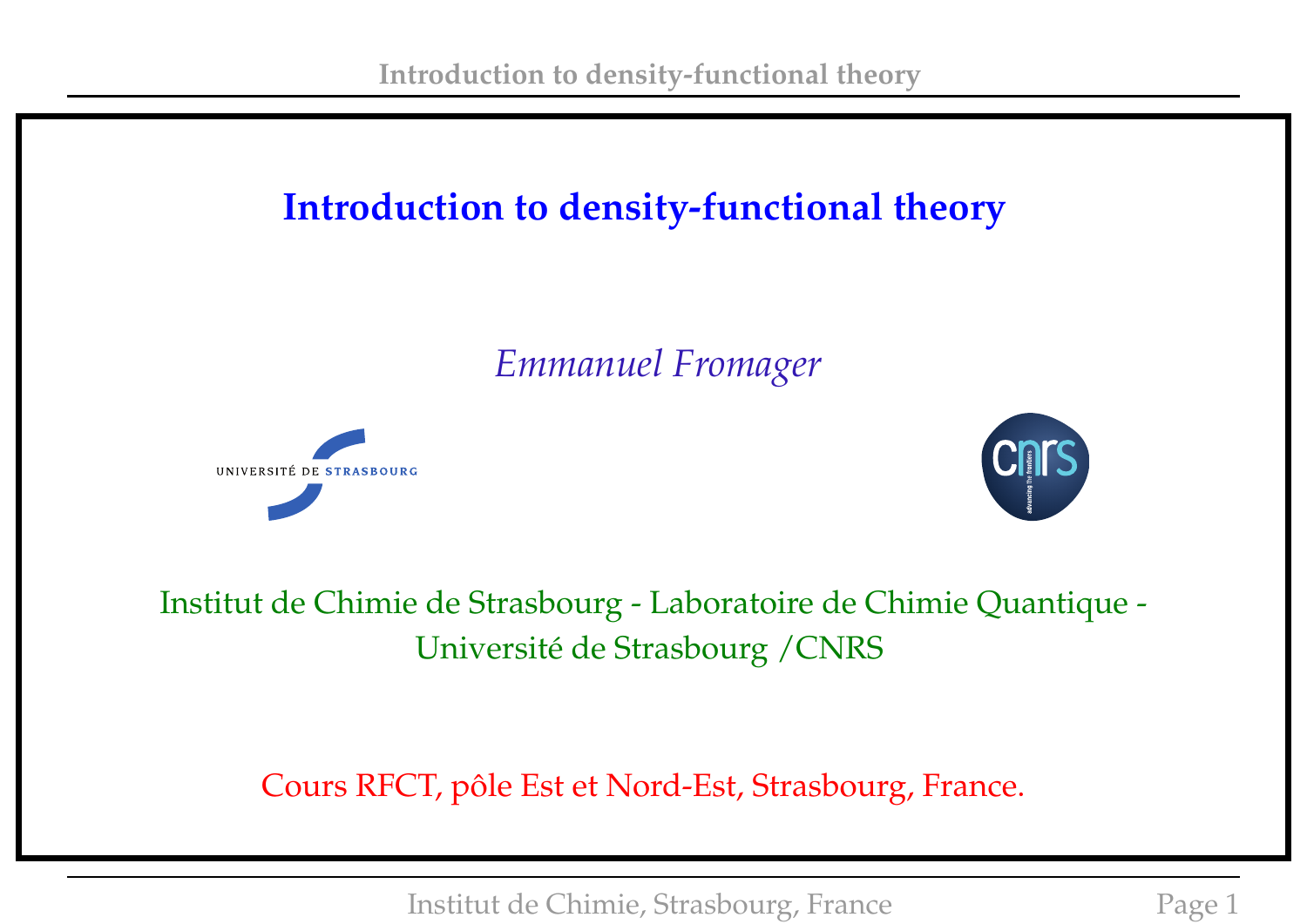# Introduction to density-functional theory

*Emmanuel Fromager*

UNIVERSITÉ DE STRASBOURG

CNRS

Institut de Chimie de Strasbourg - Laboratoire de Chimie Quantique - Université de Strasbourg /CNRS

Cours RFCT, pôle Est et Nord-Est, Strasbourg, France.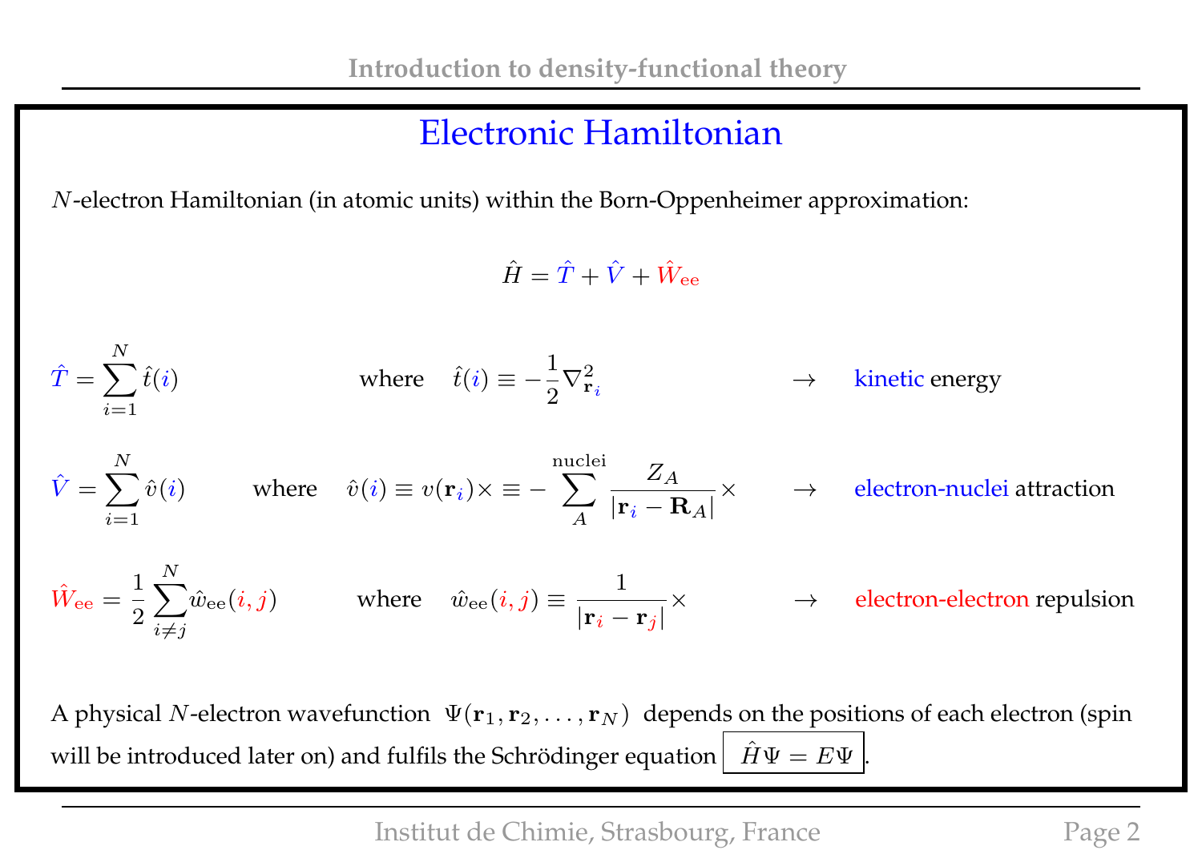# Electronic Hamiltonian

$N$-electron Hamiltonian (in atomic units) within the Born-Oppenheimer approximation:

$$\hat{H} = \hat{T} + \hat{V} + \hat{W}_{\text{ee}}$$

$$\hat{T} = \sum_{i=1}^{N} \hat{t}(i) \quad \text{where} \quad \hat{t}(i) \equiv -\frac{1}{2}\nabla^2_{\mathbf{r}_i} \quad \rightarrow \quad \text{kinetic energy}$$

$$\hat{V} = \sum_{i=1}^{N} \hat{v}(i) \quad \text{where} \quad \hat{v}(i) \equiv v(\mathbf{r}_i)\times \equiv -\sum_{A}^{\text{nuclei}} \frac{Z_A}{|\mathbf{r}_i - \mathbf{R}_A|}\times \quad \rightarrow \quad \text{electron-nuclei attraction}$$

$$\hat{W}_{\text{ee}} = \frac{1}{2}\sum_{i \neq j}^{N} \hat{w}_{\text{ee}}(i,j) \quad \text{where} \quad \hat{w}_{\text{ee}}(i,j) \equiv \frac{1}{|\mathbf{r}_i - \mathbf{r}_j|}\times \quad \rightarrow \quad \text{electron-electron repulsion}$$

A physical $N$-electron wavefunction $\Psi(\mathbf{r}_1, \mathbf{r}_2, \ldots, \mathbf{r}_N)$ depends on the positions of each electron (spin will be introduced later on) and fulfils the Schrödinger equation $\boxed{\hat{H}\Psi = E\Psi}$.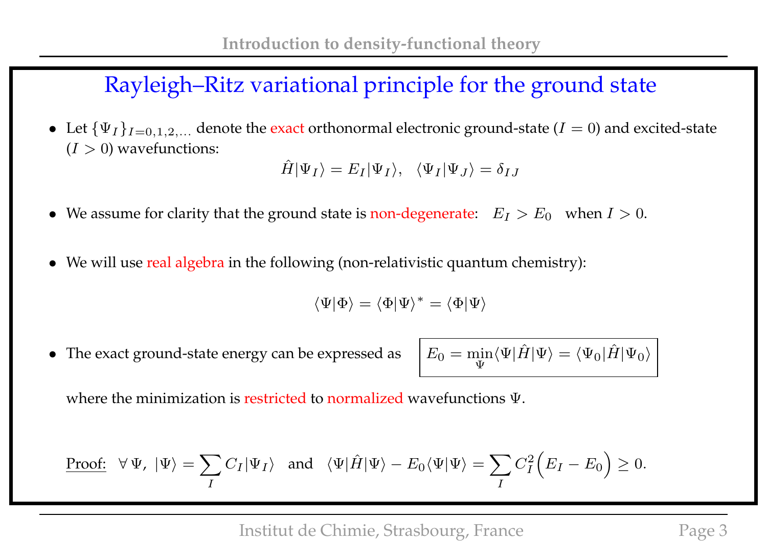# Rayleigh–Ritz variational principle for the ground state

- Let $\{\Psi_I\}_{I=0,1,2,\ldots}$ denote the exact orthonormal electronic ground-state ($I = 0$) and excited-state ($I > 0$) wavefunctions:

$$\hat{H}|\Psi_I\rangle = E_I|\Psi_I\rangle, \quad \langle\Psi_I|\Psi_J\rangle = \delta_{IJ}$$

- We assume for clarity that the ground state is non-degenerate: $E_I > E_0$ when $I > 0$.

- We will use real algebra in the following (non-relativistic quantum chemistry):

$$\langle\Psi|\Phi\rangle = \langle\Phi|\Psi\rangle^* = \langle\Phi|\Psi\rangle$$

- The exact ground-state energy can be expressed as $\boxed{E_0 = \min_{\Psi}\langle\Psi|\hat{H}|\Psi\rangle = \langle\Psi_0|\hat{H}|\Psi_0\rangle}$

  where the minimization is restricted to normalized wavefunctions $\Psi$.

Proof: $\forall\,\Psi,\ |\Psi\rangle = \sum_I C_I|\Psi_I\rangle$ and $\langle\Psi|\hat{H}|\Psi\rangle - E_0\langle\Psi|\Psi\rangle = \sum_I C_I^2\Big(E_I - E_0\Big) \geq 0.$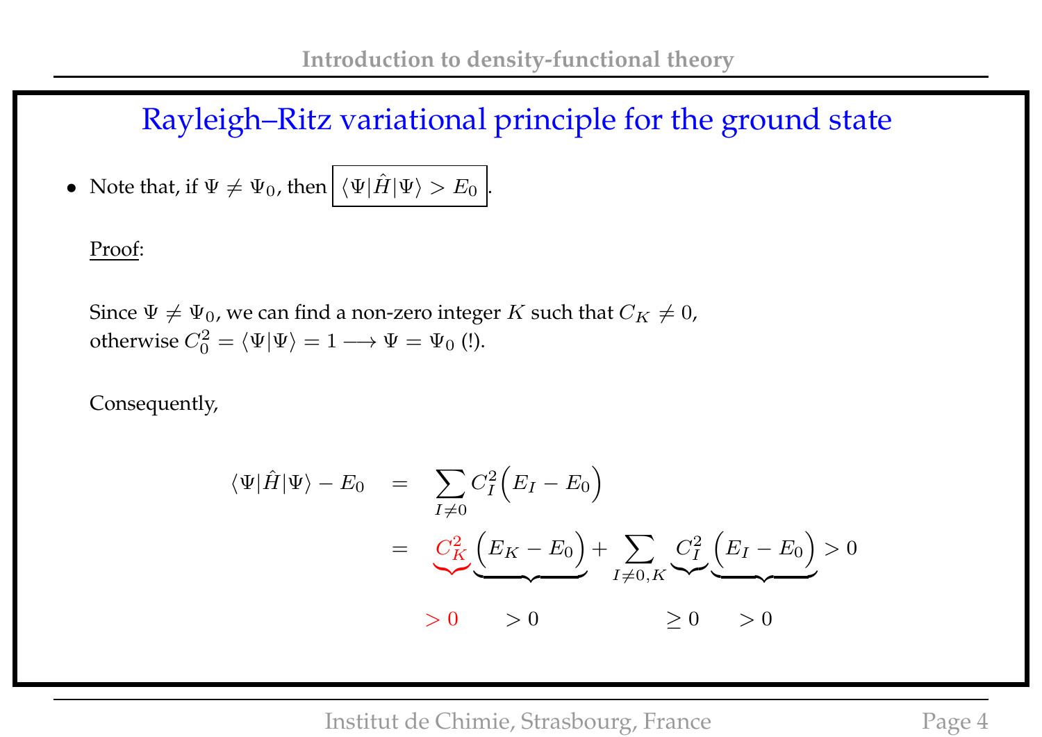## Rayleigh–Ritz variational principle for the ground state

- Note that, if $\Psi \neq \Psi_0$, then $\boxed{\langle \Psi | \hat{H} | \Psi \rangle > E_0}$.

  Proof:

  Since $\Psi \neq \Psi_0$, we can find a non-zero integer $K$ such that $C_K \neq 0$, otherwise $C_0^2 = \langle \Psi | \Psi \rangle = 1 \longrightarrow \Psi = \Psi_0$ (!).

  Consequently,

$$
\begin{aligned}
\langle \Psi | \hat{H} | \Psi \rangle - E_0 &= \sum_{I \neq 0} C_I^2 \Big( E_I - E_0 \Big) \\
&= \underbrace{C_K^2}_{> 0} \underbrace{\Big( E_K - E_0 \Big)}_{> 0} + \sum_{I \neq 0, K} \underbrace{C_I^2}_{\geq 0} \underbrace{\Big( E_I - E_0 \Big)}_{> 0} > 0
\end{aligned}
$$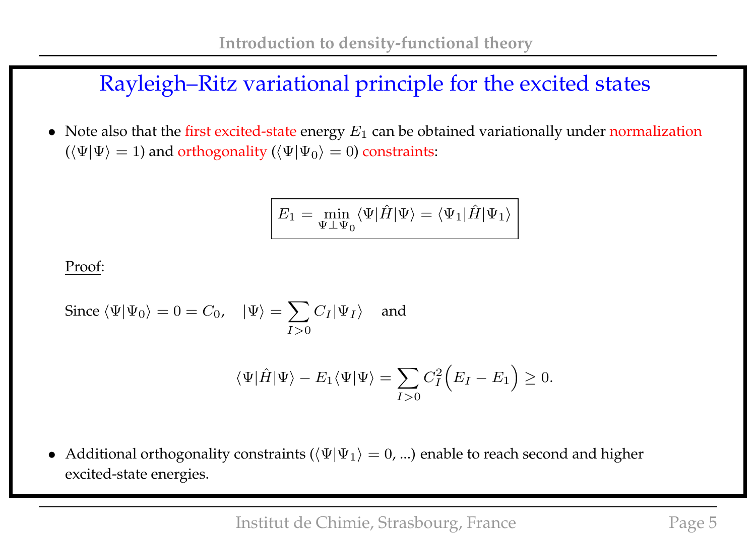## Rayleigh–Ritz variational principle for the excited states

- Note also that the first excited-state energy $E_1$ can be obtained variationally under normalization ($\langle \Psi | \Psi \rangle = 1$) and orthogonality ($\langle \Psi | \Psi_0 \rangle = 0$) constraints:

$$\boxed{E_1 = \min_{\Psi \perp \Psi_0} \langle \Psi | \hat{H} | \Psi \rangle = \langle \Psi_1 | \hat{H} | \Psi_1 \rangle}$$

<u>Proof</u>:

Since $\langle \Psi | \Psi_0 \rangle = 0 = C_0$, $\quad |\Psi\rangle = \sum_{I>0} C_I |\Psi_I\rangle \quad$ and

$$\langle \Psi | \hat{H} | \Psi \rangle - E_1 \langle \Psi | \Psi \rangle = \sum_{I>0} C_I^2 \Big( E_I - E_1 \Big) \geq 0.$$

- Additional orthogonality constraints ($\langle \Psi | \Psi_1 \rangle = 0$, ...) enable to reach second and higher excited-state energies.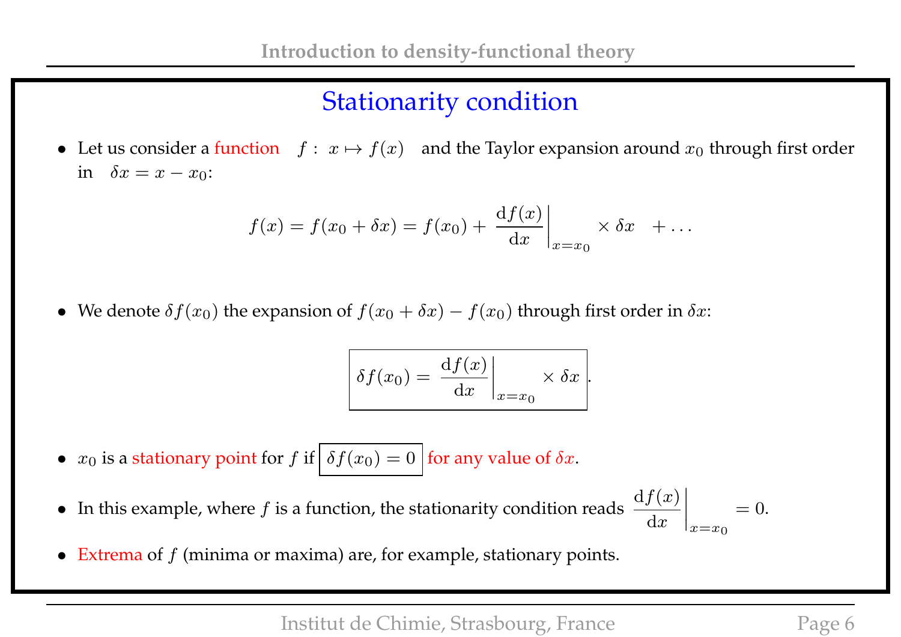## Stationarity condition

- Let us consider a function $f : x \mapsto f(x)$ and the Taylor expansion around $x_0$ through first order in $\delta x = x - x_0$:

$$f(x) = f(x_0 + \delta x) = f(x_0) + \left.\frac{\mathrm{d}f(x)}{\mathrm{d}x}\right|_{x=x_0} \times \delta x \quad + \ldots$$

- We denote $\delta f(x_0)$ the expansion of $f(x_0 + \delta x) - f(x_0)$ through first order in $\delta x$:

$$\boxed{\delta f(x_0) = \left.\frac{\mathrm{d}f(x)}{\mathrm{d}x}\right|_{x=x_0} \times \delta x}.$$

- $x_0$ is a stationary point for $f$ if $\boxed{\delta f(x_0) = 0}$ for any value of $\delta x$.

- In this example, where $f$ is a function, the stationarity condition reads $\left.\frac{\mathrm{d}f(x)}{\mathrm{d}x}\right|_{x=x_0} = 0$.

- Extrema of $f$ (minima or maxima) are, for example, stationary points.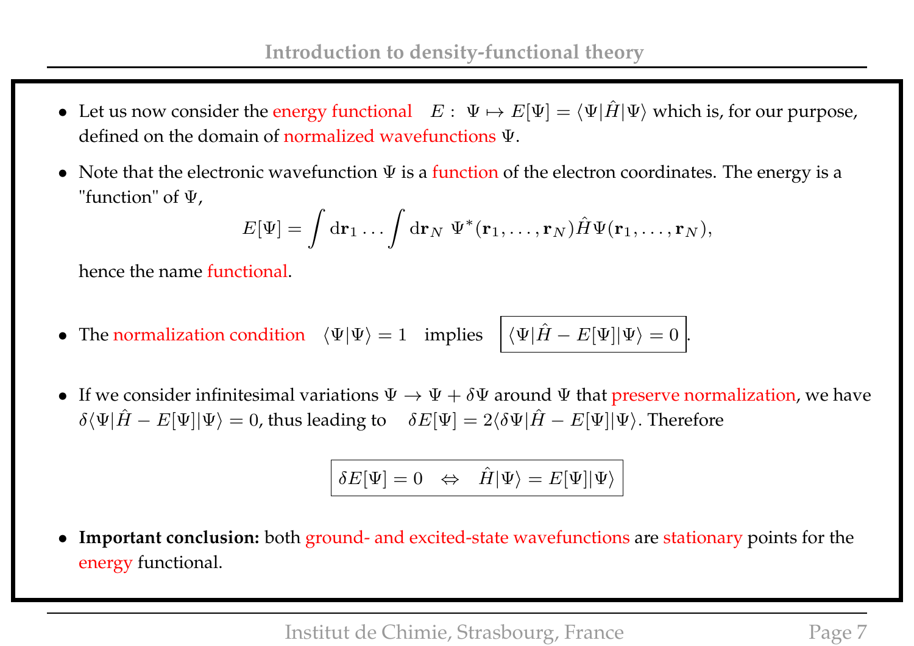- Let us now consider the energy functional $E: \Psi \mapsto E[\Psi] = \langle \Psi | \hat{H} | \Psi \rangle$ which is, for our purpose, defined on the domain of normalized wavefunctions $\Psi$.

- Note that the electronic wavefunction $\Psi$ is a function of the electron coordinates. The energy is a "function" of $\Psi$,

$$E[\Psi] = \int \mathrm{d}\mathbf{r}_1 \ldots \int \mathrm{d}\mathbf{r}_N \; \Psi^*(\mathbf{r}_1, \ldots, \mathbf{r}_N) \hat{H} \Psi(\mathbf{r}_1, \ldots, \mathbf{r}_N),$$

  hence the name functional.

- The normalization condition $\langle \Psi | \Psi \rangle = 1$ implies $\boxed{\langle \Psi | \hat{H} - E[\Psi] | \Psi \rangle = 0}$.

- If we consider infinitesimal variations $\Psi \rightarrow \Psi + \delta\Psi$ around $\Psi$ that preserve normalization, we have $\delta \langle \Psi | \hat{H} - E[\Psi] | \Psi \rangle = 0$, thus leading to $\delta E[\Psi] = 2 \langle \delta\Psi | \hat{H} - E[\Psi] | \Psi \rangle$. Therefore

$$\boxed{\delta E[\Psi] = 0 \quad \Leftrightarrow \quad \hat{H} | \Psi \rangle = E[\Psi] | \Psi \rangle}$$

- **Important conclusion:** both ground- and excited-state wavefunctions are stationary points for the energy functional.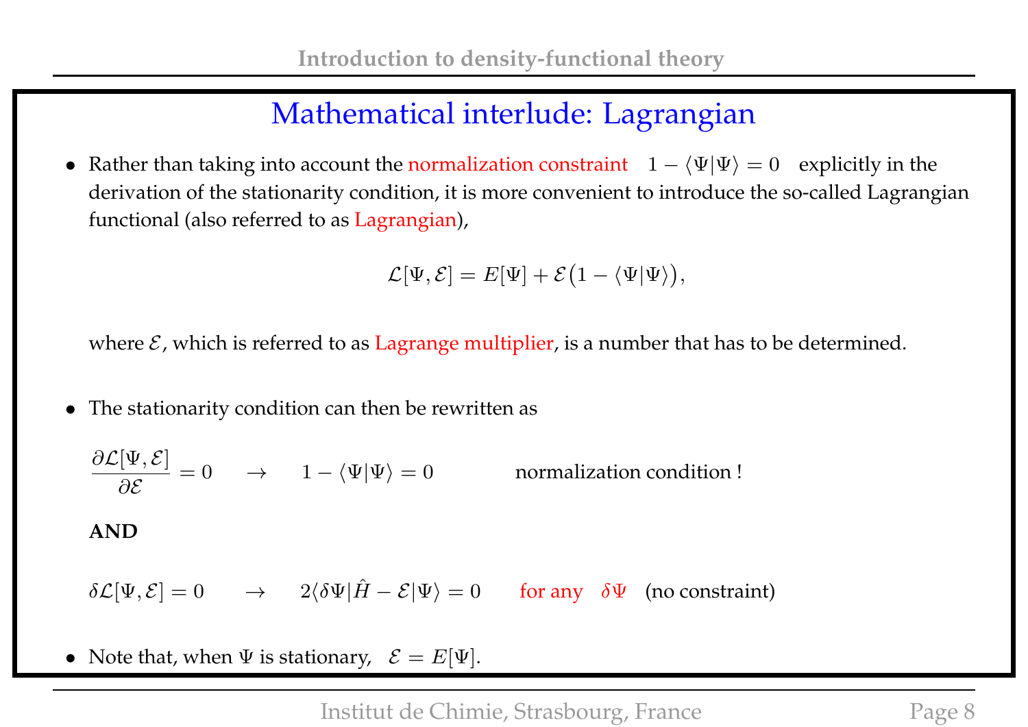# Mathematical interlude: Lagrangian

- Rather than taking into account the normalization constraint $1 - \langle \Psi | \Psi \rangle = 0$ explicitly in the derivation of the stationarity condition, it is more convenient to introduce the so-called Lagrangian functional (also referred to as Lagrangian),

$$\mathcal{L}[\Psi, \mathcal{E}] = E[\Psi] + \mathcal{E}\big(1 - \langle \Psi | \Psi \rangle\big),$$

where $\mathcal{E}$, which is referred to as Lagrange multiplier, is a number that has to be determined.

- The stationarity condition can then be rewritten as

$$\frac{\partial \mathcal{L}[\Psi, \mathcal{E}]}{\partial \mathcal{E}} = 0 \quad \rightarrow \quad 1 - \langle \Psi | \Psi \rangle = 0 \qquad \text{normalization condition !}$$

**AND**

$$\delta \mathcal{L}[\Psi, \mathcal{E}] = 0 \quad \rightarrow \quad 2\langle \delta\Psi | \hat{H} - \mathcal{E} | \Psi \rangle = 0 \qquad \text{for any } \delta\Psi \quad \text{(no constraint)}$$

- Note that, when $\Psi$ is stationary, $\mathcal{E} = E[\Psi]$.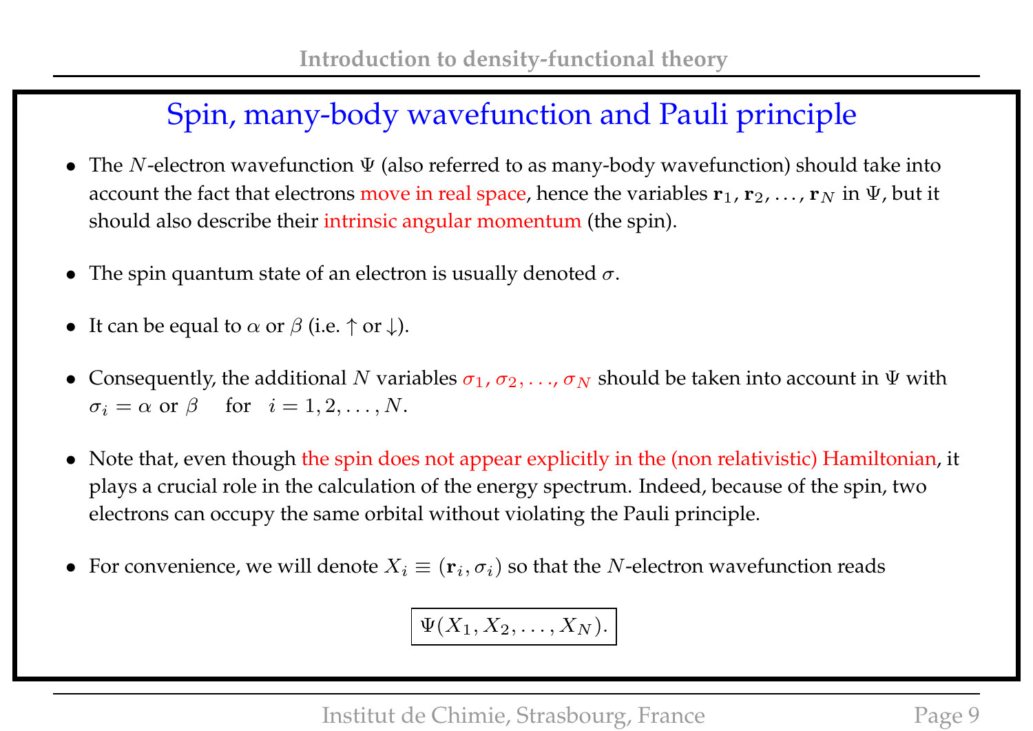# Spin, many-body wavefunction and Pauli principle

- The $N$-electron wavefunction $\Psi$ (also referred to as many-body wavefunction) should take into account the fact that electrons move in real space, hence the variables $\mathbf{r}_1, \mathbf{r}_2, \ldots, \mathbf{r}_N$ in $\Psi$, but it should also describe their intrinsic angular momentum (the spin).

- The spin quantum state of an electron is usually denoted $\sigma$.

- It can be equal to $\alpha$ or $\beta$ (i.e. $\uparrow$ or $\downarrow$).

- Consequently, the additional $N$ variables $\sigma_1, \sigma_2, \ldots, \sigma_N$ should be taken into account in $\Psi$ with $\sigma_i = \alpha$ or $\beta \quad$ for $\quad i = 1, 2, \ldots, N$.

- Note that, even though the spin does not appear explicitly in the (non relativistic) Hamiltonian, it plays a crucial role in the calculation of the energy spectrum. Indeed, because of the spin, two electrons can occupy the same orbital without violating the Pauli principle.

- For convenience, we will denote $X_i \equiv (\mathbf{r}_i, \sigma_i)$ so that the $N$-electron wavefunction reads

$$\boxed{\Psi(X_1, X_2, \ldots, X_N).}$$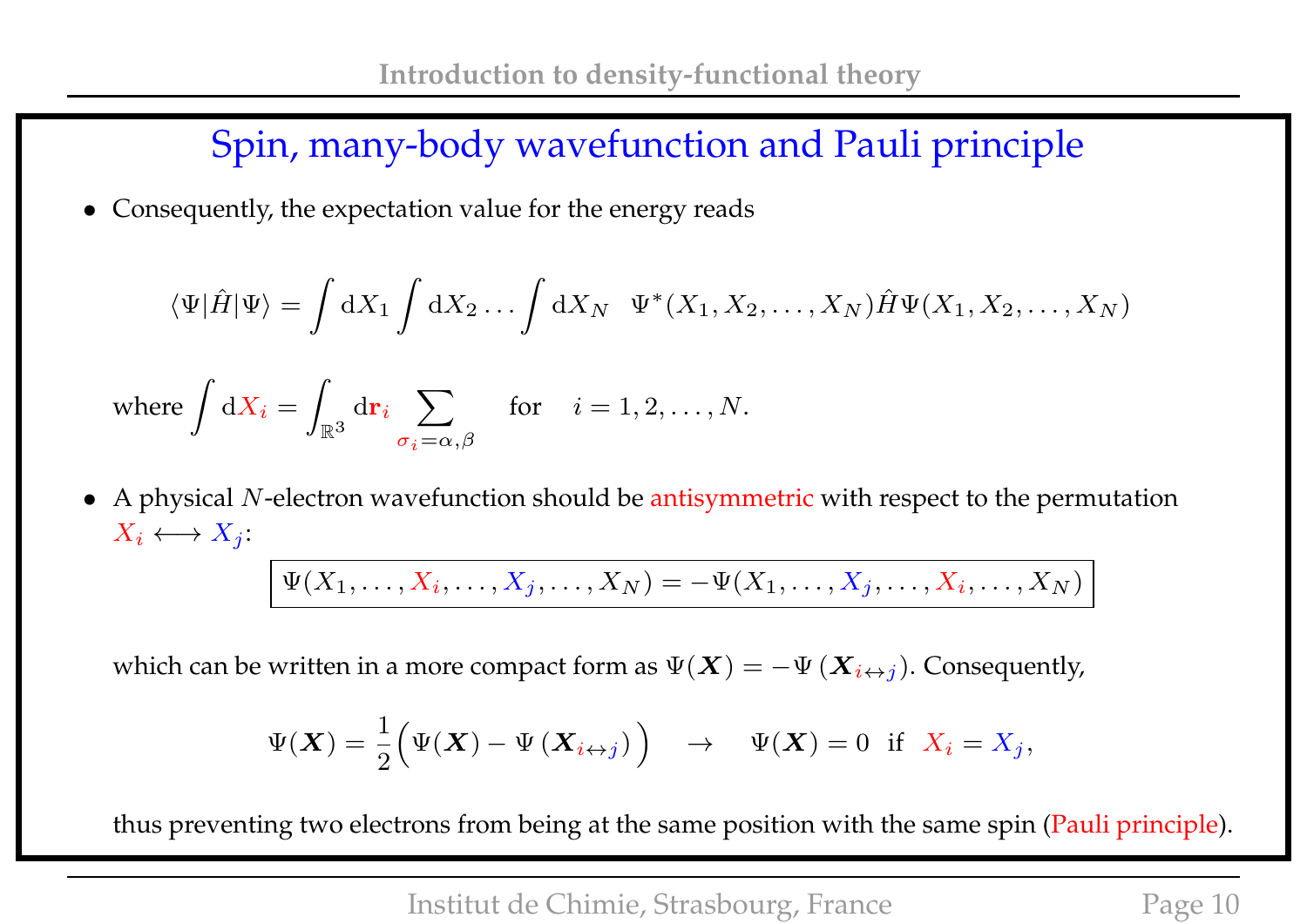## Spin, many-body wavefunction and Pauli principle

- Consequently, the expectation value for the energy reads

$$\langle \Psi | \hat{H} | \Psi \rangle = \int \mathrm{d}X_1 \int \mathrm{d}X_2 \ldots \int \mathrm{d}X_N \quad \Psi^*(X_1, X_2, \ldots, X_N) \hat{H} \Psi(X_1, X_2, \ldots, X_N)$$

where $\int \mathrm{d}X_i = \int_{\mathbb{R}^3} \mathrm{d}\mathbf{r}_i \sum_{\sigma_i = \alpha, \beta} \quad \text{for} \quad i = 1, 2, \ldots, N.$

- A physical $N$-electron wavefunction should be antisymmetric with respect to the permutation $X_i \longleftrightarrow X_j$:

$$\boxed{\Psi(X_1, \ldots, X_i, \ldots, X_j, \ldots, X_N) = -\Psi(X_1, \ldots, X_j, \ldots, X_i, \ldots, X_N)}$$

which can be written in a more compact form as $\Psi(\boldsymbol{X}) = -\Psi\left(\boldsymbol{X}_{i \leftrightarrow j}\right)$. Consequently,

$$\Psi(\boldsymbol{X}) = \frac{1}{2}\Big(\Psi(\boldsymbol{X}) - \Psi\left(\boldsymbol{X}_{i \leftrightarrow j}\right)\Big) \quad \rightarrow \quad \Psi(\boldsymbol{X}) = 0 \;\; \text{if} \;\; X_i = X_j,$$

thus preventing two electrons from being at the same position with the same spin (Pauli principle).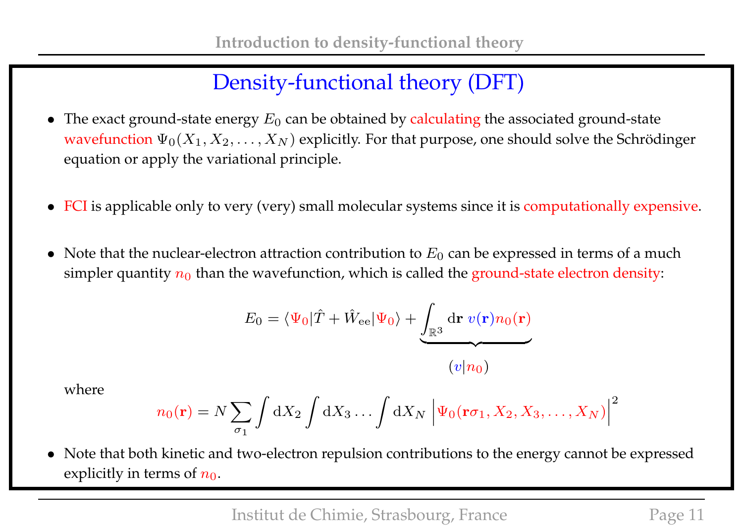# Density-functional theory (DFT)

- The exact ground-state energy $E_0$ can be obtained by calculating the associated ground-state wavefunction $\Psi_0(X_1, X_2, \ldots, X_N)$ explicitly. For that purpose, one should solve the Schrödinger equation or apply the variational principle.

- FCI is applicable only to very (very) small molecular systems since it is computationally expensive.

- Note that the nuclear-electron attraction contribution to $E_0$ can be expressed in terms of a much simpler quantity $n_0$ than the wavefunction, which is called the ground-state electron density:

$$E_0 = \langle \Psi_0 | \hat{T} + \hat{W}_{\mathrm{ee}} | \Psi_0 \rangle + \underbrace{\int_{\mathbb{R}^3} \mathrm{d}\mathbf{r} \; v(\mathbf{r}) n_0(\mathbf{r})}_{(v|n_0)}$$

where

$$n_0(\mathbf{r}) = N \sum_{\sigma_1} \int \mathrm{d}X_2 \int \mathrm{d}X_3 \ldots \int \mathrm{d}X_N \left| \Psi_0(\mathbf{r}\sigma_1, X_2, X_3, \ldots, X_N) \right|^2$$

- Note that both kinetic and two-electron repulsion contributions to the energy cannot be expressed explicitly in terms of $n_0$.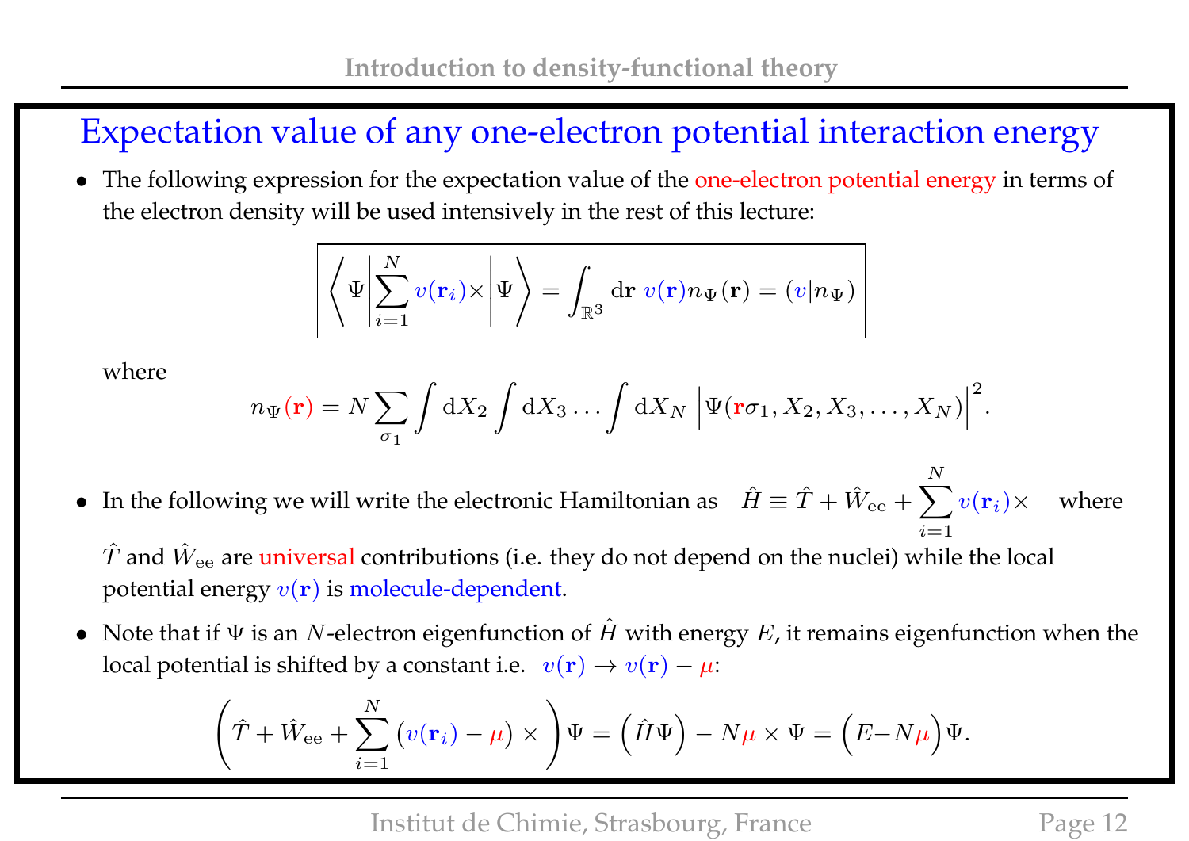## Expectation value of any one-electron potential interaction energy

- The following expression for the expectation value of the one-electron potential energy in terms of the electron density will be used intensively in the rest of this lecture:

$$\boxed{\left\langle \Psi \middle| \sum_{i=1}^{N} v(\mathbf{r}_i)\times \middle| \Psi \right\rangle = \int_{\mathbb{R}^3} \mathrm{d}\mathbf{r}\; v(\mathbf{r}) n_\Psi(\mathbf{r}) = (v|n_\Psi)}$$

  where

$$n_\Psi(\mathbf{r}) = N \sum_{\sigma_1} \int \mathrm{d}X_2 \int \mathrm{d}X_3 \ldots \int \mathrm{d}X_N \left|\Psi(\mathbf{r}\sigma_1, X_2, X_3, \ldots, X_N)\right|^2.$$

- In the following we will write the electronic Hamiltonian as $\hat{H} \equiv \hat{T} + \hat{W}_{\rm ee} + \sum_{i=1}^{N} v(\mathbf{r}_i)\times$ where $\hat{T}$ and $\hat{W}_{\rm ee}$ are universal contributions (i.e. they do not depend on the nuclei) while the local potential energy $v(\mathbf{r})$ is molecule-dependent.

- Note that if $\Psi$ is an $N$-electron eigenfunction of $\hat{H}$ with energy $E$, it remains eigenfunction when the local potential is shifted by a constant i.e. $v(\mathbf{r}) \rightarrow v(\mathbf{r}) - \mu$:

$$\left(\hat{T} + \hat{W}_{\rm ee} + \sum_{i=1}^{N} \big(v(\mathbf{r}_i) - \mu\big) \times \right)\Psi = \left(\hat{H}\Psi\right) - N\mu \times \Psi = \Big(E - N\mu\Big)\Psi.$$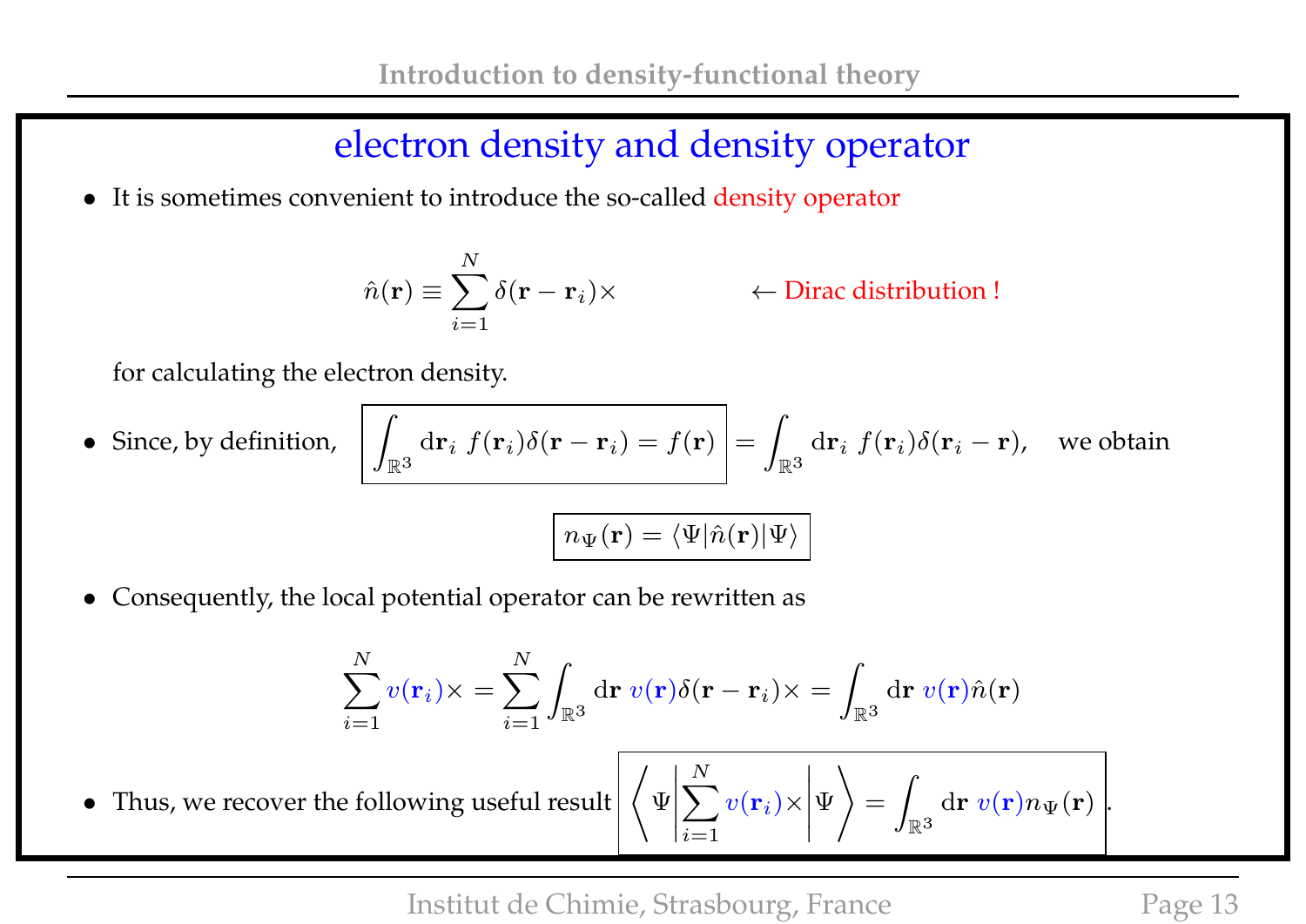## electron density and density operator

- It is sometimes convenient to introduce the so-called density operator

$$\hat{n}(\mathbf{r}) \equiv \sum_{i=1}^{N} \delta(\mathbf{r} - \mathbf{r}_i)\times \qquad \leftarrow \text{Dirac distribution !}$$

for calculating the electron density.

- Since, by definition, $\boxed{\int_{\mathbb{R}^3} \mathrm{d}\mathbf{r}_i \; f(\mathbf{r}_i)\delta(\mathbf{r} - \mathbf{r}_i) = f(\mathbf{r})} = \int_{\mathbb{R}^3} \mathrm{d}\mathbf{r}_i \; f(\mathbf{r}_i)\delta(\mathbf{r}_i - \mathbf{r})$, we obtain

$$\boxed{n_\Psi(\mathbf{r}) = \langle \Psi | \hat{n}(\mathbf{r}) | \Psi \rangle}$$

- Consequently, the local potential operator can be rewritten as

$$\sum_{i=1}^{N} v(\mathbf{r}_i)\times = \sum_{i=1}^{N} \int_{\mathbb{R}^3} \mathrm{d}\mathbf{r} \; v(\mathbf{r})\delta(\mathbf{r} - \mathbf{r}_i)\times = \int_{\mathbb{R}^3} \mathrm{d}\mathbf{r} \; v(\mathbf{r})\hat{n}(\mathbf{r})$$

- Thus, we recover the following useful result $\boxed{\left\langle \Psi \middle| \sum_{i=1}^{N} v(\mathbf{r}_i)\times \middle| \Psi \right\rangle = \int_{\mathbb{R}^3} \mathrm{d}\mathbf{r} \; v(\mathbf{r}) n_\Psi(\mathbf{r})}$.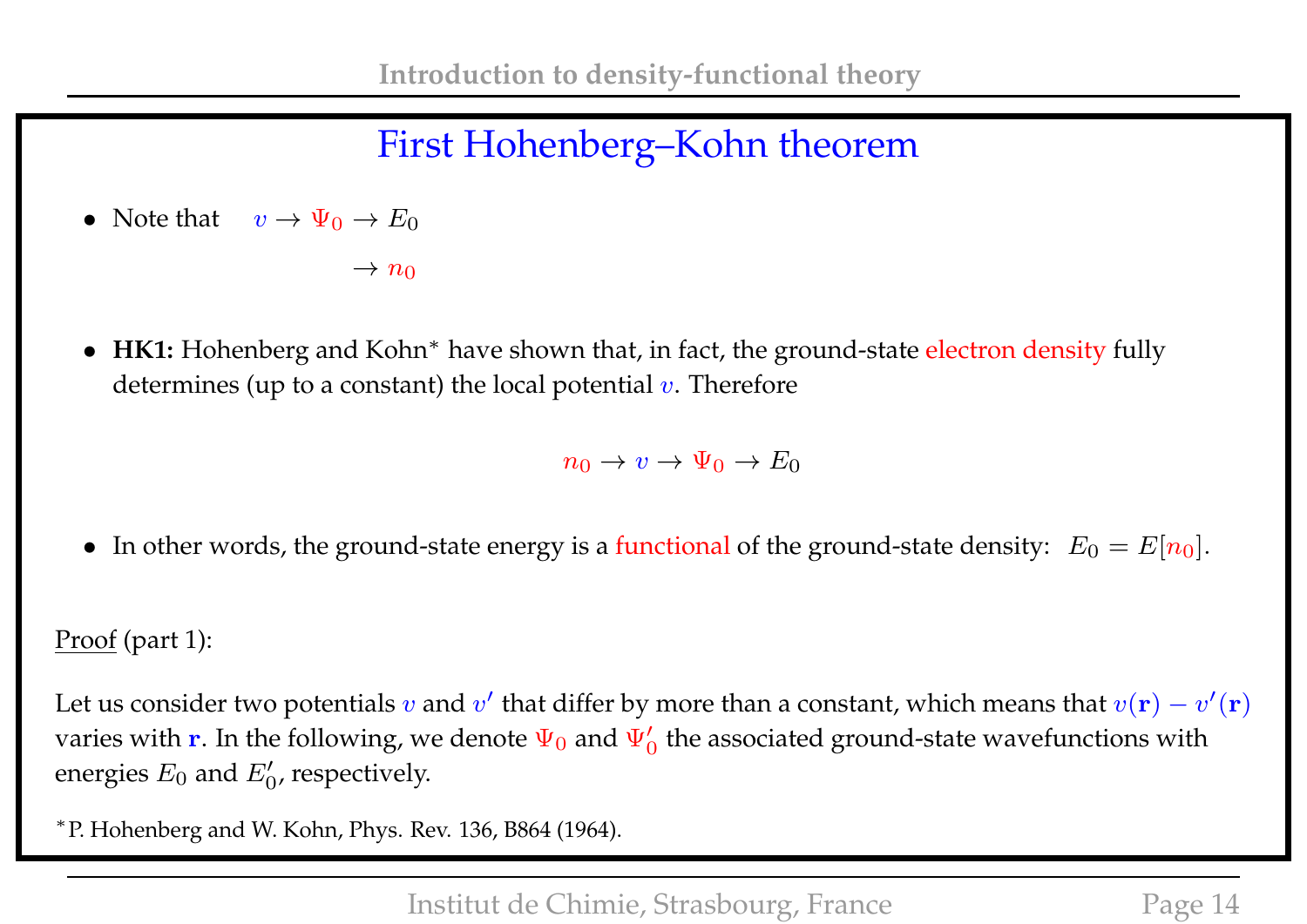# First Hohenberg–Kohn theorem

- Note that $v \rightarrow \Psi_0 \rightarrow E_0$

$$\rightarrow n_0$$

- **HK1:** Hohenberg and Kohn* have shown that, in fact, the ground-state electron density fully determines (up to a constant) the local potential $v$. Therefore

$$n_0 \rightarrow v \rightarrow \Psi_0 \rightarrow E_0$$

- In other words, the ground-state energy is a functional of the ground-state density: $E_0 = E[n_0]$.

Proof (part 1):

Let us consider two potentials $v$ and $v'$ that differ by more than a constant, which means that $v(\mathbf{r}) - v'(\mathbf{r})$ varies with $\mathbf{r}$. In the following, we denote $\Psi_0$ and $\Psi'_0$ the associated ground-state wavefunctions with energies $E_0$ and $E'_0$, respectively.

*P. Hohenberg and W. Kohn, Phys. Rev. 136, B864 (1964).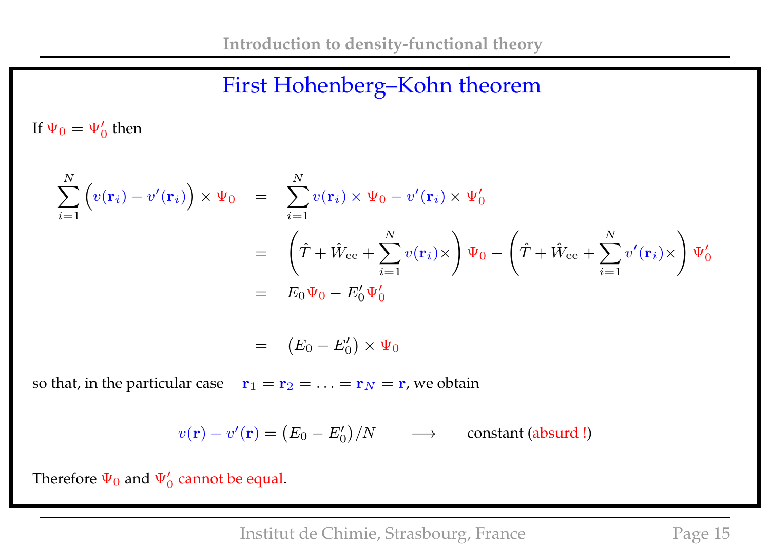## First Hohenberg–Kohn theorem

If $\Psi_0 = \Psi'_0$ then

$$
\begin{aligned}
\sum_{i=1}^{N} \Big( v(\mathbf{r}_i) - v'(\mathbf{r}_i) \Big) \times \Psi_0 \quad &= \quad \sum_{i=1}^{N} v(\mathbf{r}_i) \times \Psi_0 - v'(\mathbf{r}_i) \times \Psi'_0 \\
&= \quad \left( \hat{T} + \hat{W}_{\text{ee}} + \sum_{i=1}^{N} v(\mathbf{r}_i) \times \right) \Psi_0 - \left( \hat{T} + \hat{W}_{\text{ee}} + \sum_{i=1}^{N} v'(\mathbf{r}_i) \times \right) \Psi'_0 \\
&= \quad E_0 \Psi_0 - E'_0 \Psi'_0 \\
&= \quad \big( E_0 - E'_0 \big) \times \Psi_0
\end{aligned}
$$

so that, in the particular case $\mathbf{r}_1 = \mathbf{r}_2 = \ldots = \mathbf{r}_N = \mathbf{r}$, we obtain

$$
v(\mathbf{r}) - v'(\mathbf{r}) = \big( E_0 - E'_0 \big) / N \qquad \longrightarrow \qquad \text{constant (absurd !)}
$$

Therefore $\Psi_0$ and $\Psi'_0$ cannot be equal.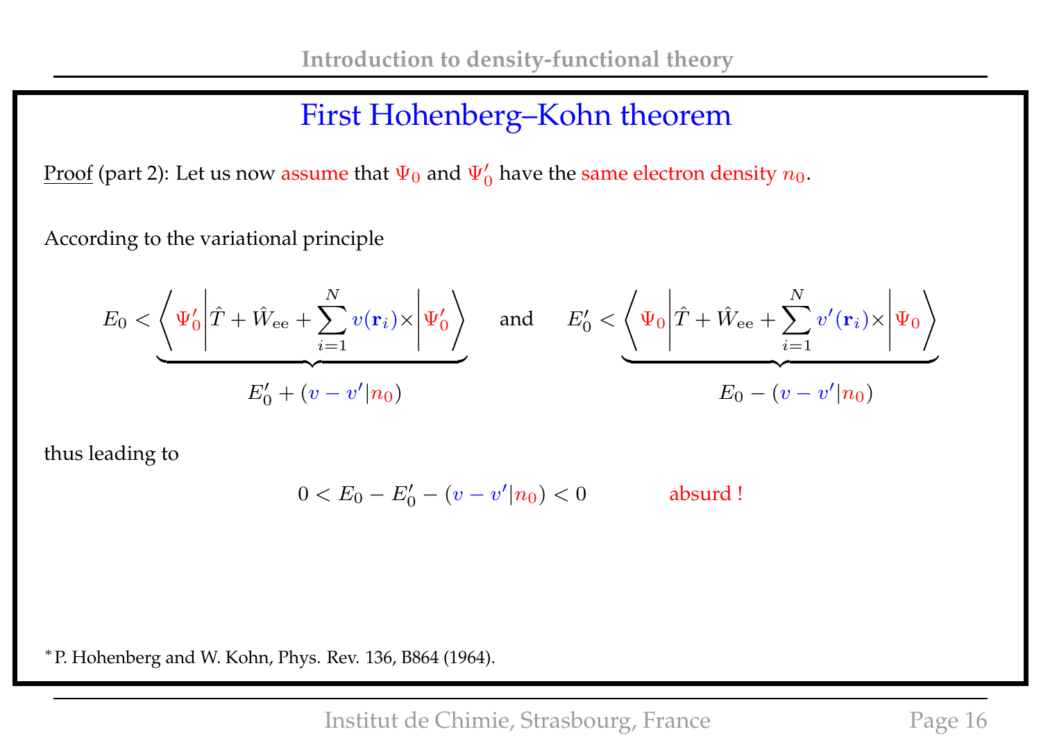## First Hohenberg–Kohn theorem

Proof (part 2): Let us now assume that $\Psi_0$ and $\Psi'_0$ have the same electron density $n_0$.

According to the variational principle

$$
E_0 < \underbrace{\left\langle \Psi'_0 \middle| \hat{T} + \hat{W}_{\mathrm{ee}} + \sum_{i=1}^{N} v(\mathbf{r}_i)\times \middle| \Psi'_0 \right\rangle}_{E'_0 + (v - v'|n_0)} \quad \text{and} \quad E'_0 < \underbrace{\left\langle \Psi_0 \middle| \hat{T} + \hat{W}_{\mathrm{ee}} + \sum_{i=1}^{N} v'(\mathbf{r}_i)\times \middle| \Psi_0 \right\rangle}_{E_0 - (v - v'|n_0)}
$$

thus leading to

$$
0 < E_0 - E'_0 - (v - v'|n_0) < 0 \qquad \text{absurd !}
$$

*P. Hohenberg and W. Kohn, Phys. Rev. 136, B864 (1964).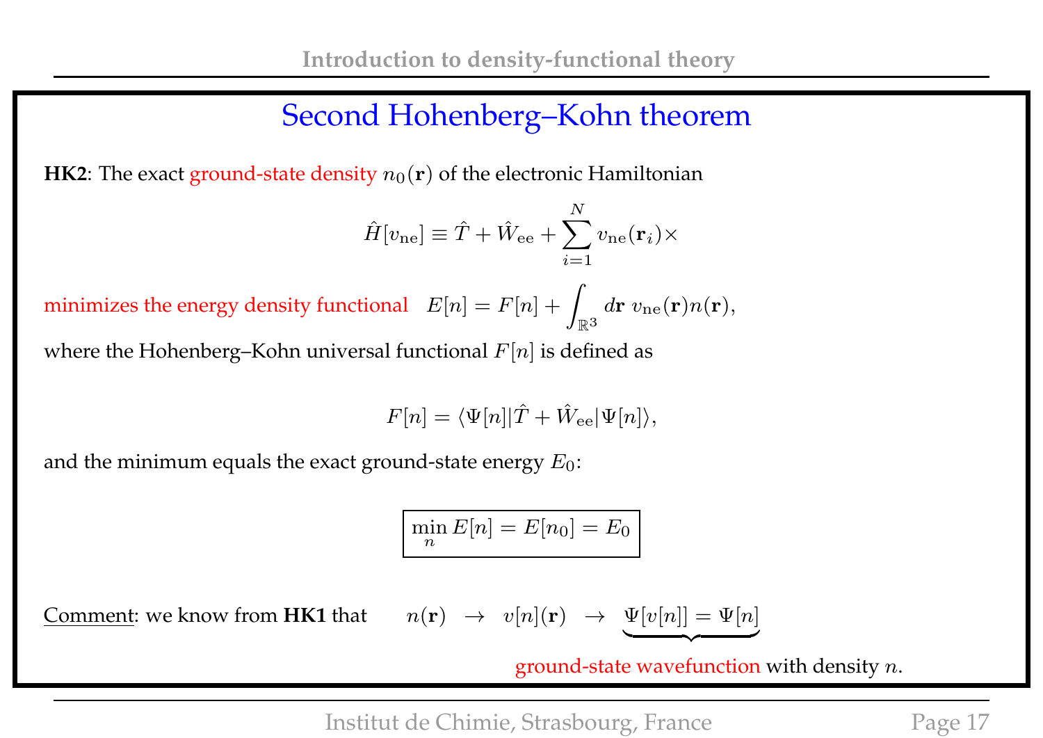# Second Hohenberg–Kohn theorem

**HK2**: The exact ground-state density $n_0(\mathbf{r})$ of the electronic Hamiltonian

$$\hat{H}[v_{\rm ne}] \equiv \hat{T} + \hat{W}_{\rm ee} + \sum_{i=1}^{N} v_{\rm ne}(\mathbf{r}_i)\times$$

minimizes the energy density functional $E[n] = F[n] + \int_{\mathbb{R}^3} d\mathbf{r}\; v_{\rm ne}(\mathbf{r}) n(\mathbf{r})$,

where the Hohenberg–Kohn universal functional $F[n]$ is defined as

$$F[n] = \langle \Psi[n] | \hat{T} + \hat{W}_{\rm ee} | \Psi[n] \rangle,$$

and the minimum equals the exact ground-state energy $E_0$:

$$\boxed{\min_n E[n] = E[n_0] = E_0}$$

Comment: we know from **HK1** that $\quad n(\mathbf{r}) \;\rightarrow\; v[n](\mathbf{r}) \;\rightarrow\; \underbrace{\Psi[v[n]] = \Psi[n]}$

ground-state wavefunction with density $n$.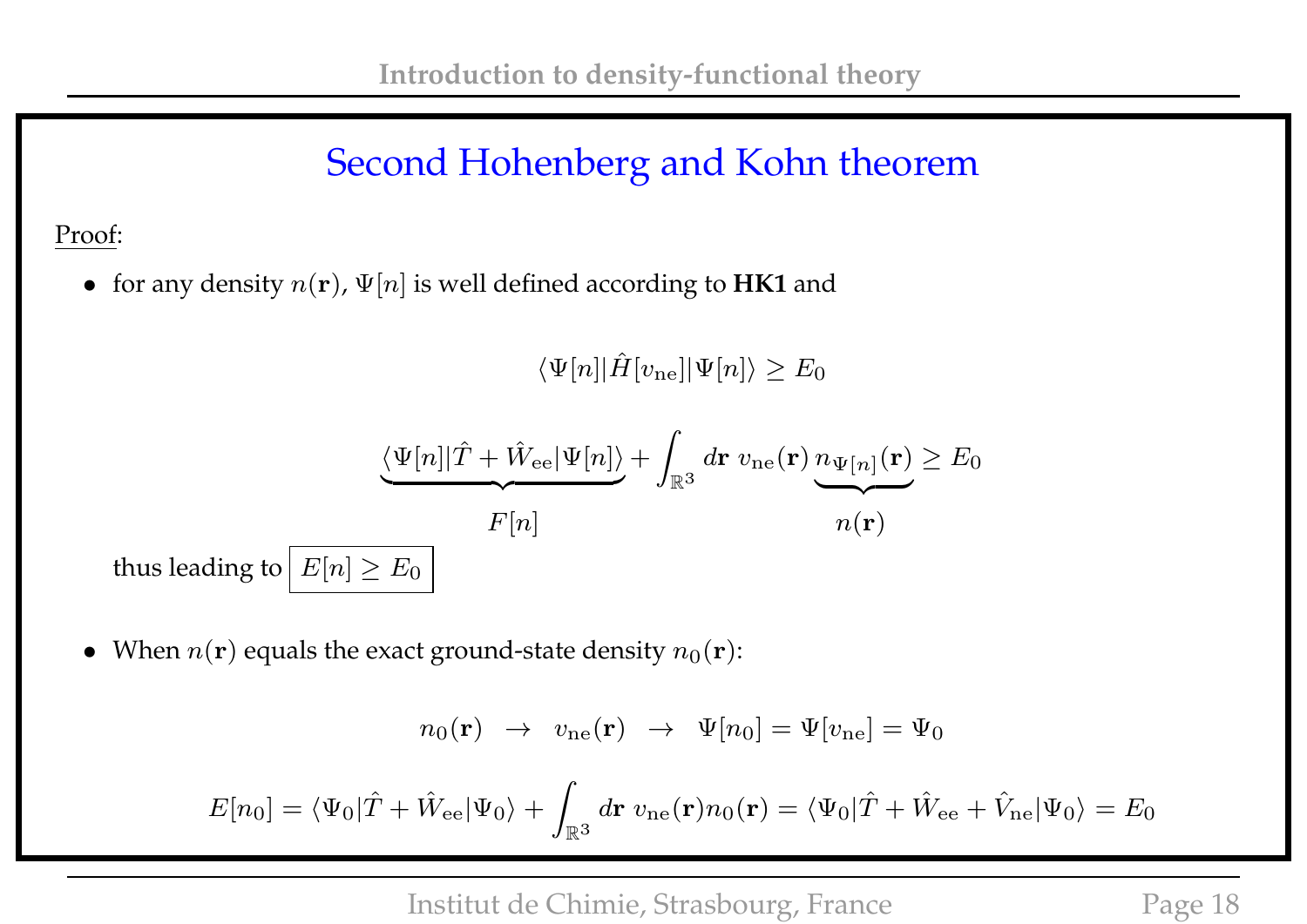## Second Hohenberg and Kohn theorem

Proof:

- for any density $n(\mathbf{r})$, $\Psi[n]$ is well defined according to **HK1** and

$$\langle \Psi[n] | \hat{H}[v_{\text{ne}}] | \Psi[n] \rangle \geq E_0$$

$$\underbrace{\langle \Psi[n] | \hat{T} + \hat{W}_{\text{ee}} | \Psi[n] \rangle}_{F[n]} + \int_{\mathbb{R}^3} d\mathbf{r} \; v_{\text{ne}}(\mathbf{r}) \underbrace{n_{\Psi[n]}(\mathbf{r})}_{n(\mathbf{r})} \geq E_0$$

thus leading to $\boxed{E[n] \geq E_0}$

- When $n(\mathbf{r})$ equals the exact ground-state density $n_0(\mathbf{r})$:

$$n_0(\mathbf{r}) \;\; \rightarrow \;\; v_{\text{ne}}(\mathbf{r}) \;\; \rightarrow \;\; \Psi[n_0] = \Psi[v_{\text{ne}}] = \Psi_0$$

$$E[n_0] = \langle \Psi_0 | \hat{T} + \hat{W}_{\text{ee}} | \Psi_0 \rangle + \int_{\mathbb{R}^3} d\mathbf{r} \; v_{\text{ne}}(\mathbf{r}) n_0(\mathbf{r}) = \langle \Psi_0 | \hat{T} + \hat{W}_{\text{ee}} + \hat{V}_{\text{ne}} | \Psi_0 \rangle = E_0$$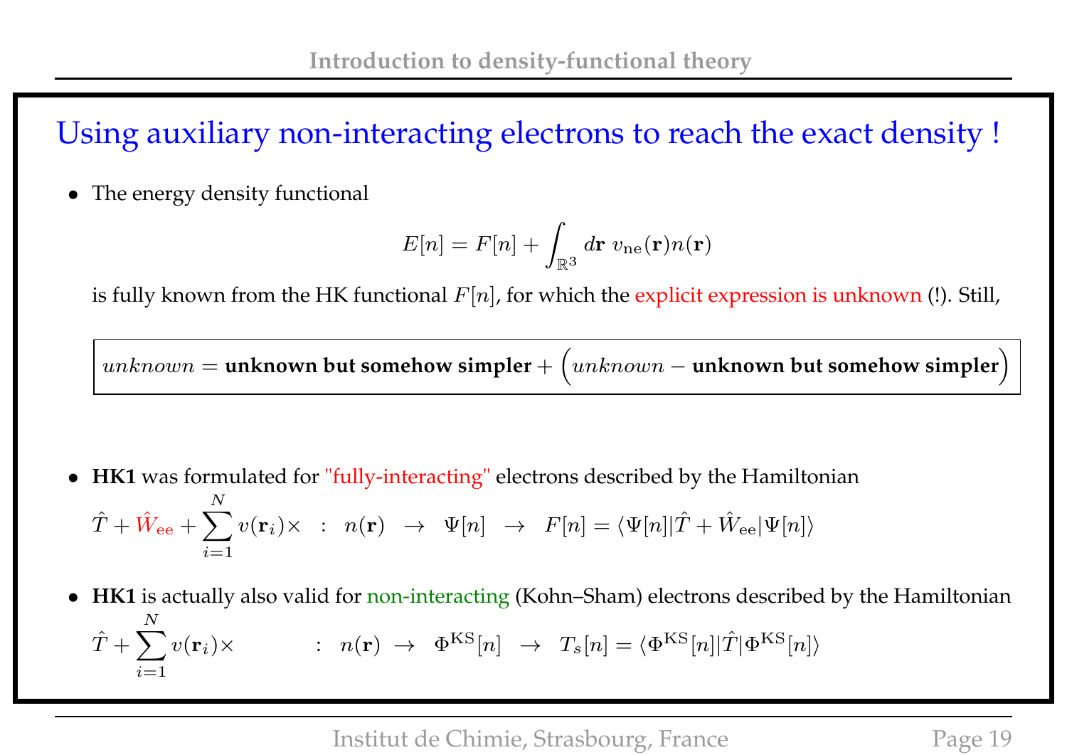## Using auxiliary non-interacting electrons to reach the exact density !

- The energy density functional

$$E[n] = F[n] + \int_{\mathbb{R}^3} d\mathbf{r}\; v_{\rm ne}(\mathbf{r}) n(\mathbf{r})$$

is fully known from the HK functional $F[n]$, for which the explicit expression is unknown (!). Still,

$$\boxed{unknown = \textbf{unknown but somehow simpler} + \Big(unknown - \textbf{unknown but somehow simpler}\Big)}$$

- **HK1** was formulated for "fully-interacting" electrons described by the Hamiltonian

$$\hat{T} + \hat{W}_{\rm ee} + \sum_{i=1}^{N} v(\mathbf{r}_i)\times \quad : \quad n(\mathbf{r}) \;\rightarrow\; \Psi[n] \;\rightarrow\; F[n] = \langle \Psi[n] | \hat{T} + \hat{W}_{\rm ee} | \Psi[n] \rangle$$

- **HK1** is actually also valid for non-interacting (Kohn–Sham) electrons described by the Hamiltonian

$$\hat{T} + \sum_{i=1}^{N} v(\mathbf{r}_i)\times \quad : \quad n(\mathbf{r}) \;\rightarrow\; \Phi^{\rm KS}[n] \;\rightarrow\; T_s[n] = \langle \Phi^{\rm KS}[n] | \hat{T} | \Phi^{\rm KS}[n] \rangle$$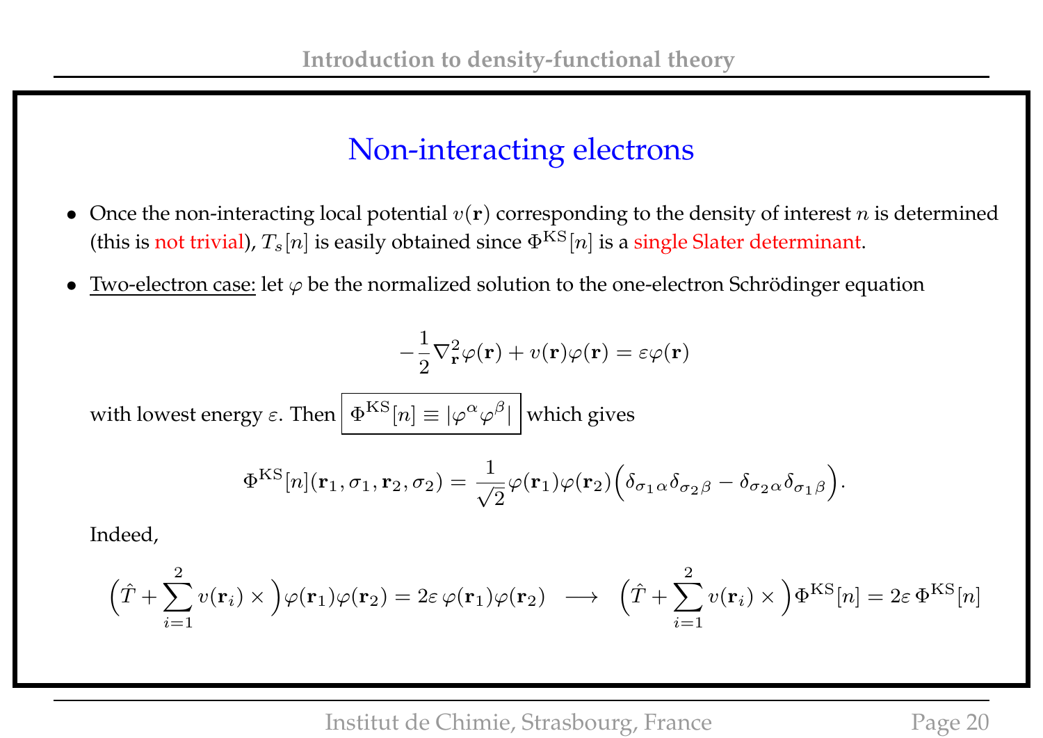## Non-interacting electrons

- Once the non-interacting local potential $v(\mathbf{r})$ corresponding to the density of interest $n$ is determined (this is not trivial), $T_s[n]$ is easily obtained since $\Phi^{\mathrm{KS}}[n]$ is a single Slater determinant.

- Two-electron case: let $\varphi$ be the normalized solution to the one-electron Schrödinger equation

$$-\frac{1}{2}\nabla^2_{\mathbf{r}}\varphi(\mathbf{r}) + v(\mathbf{r})\varphi(\mathbf{r}) = \varepsilon\varphi(\mathbf{r})$$

with lowest energy $\varepsilon$. Then $\boxed{\Phi^{\mathrm{KS}}[n] \equiv |\varphi^{\alpha}\varphi^{\beta}|}$ which gives

$$\Phi^{\mathrm{KS}}[n](\mathbf{r}_1, \sigma_1, \mathbf{r}_2, \sigma_2) = \frac{1}{\sqrt{2}}\varphi(\mathbf{r}_1)\varphi(\mathbf{r}_2)\Big(\delta_{\sigma_1\alpha}\delta_{\sigma_2\beta} - \delta_{\sigma_2\alpha}\delta_{\sigma_1\beta}\Big).$$

Indeed,

$$\Big(\hat{T} + \sum_{i=1}^{2} v(\mathbf{r}_i)\times\Big)\varphi(\mathbf{r}_1)\varphi(\mathbf{r}_2) = 2\varepsilon\,\varphi(\mathbf{r}_1)\varphi(\mathbf{r}_2) \quad\longrightarrow\quad \Big(\hat{T} + \sum_{i=1}^{2} v(\mathbf{r}_i)\times\Big)\Phi^{\mathrm{KS}}[n] = 2\varepsilon\,\Phi^{\mathrm{KS}}[n]$$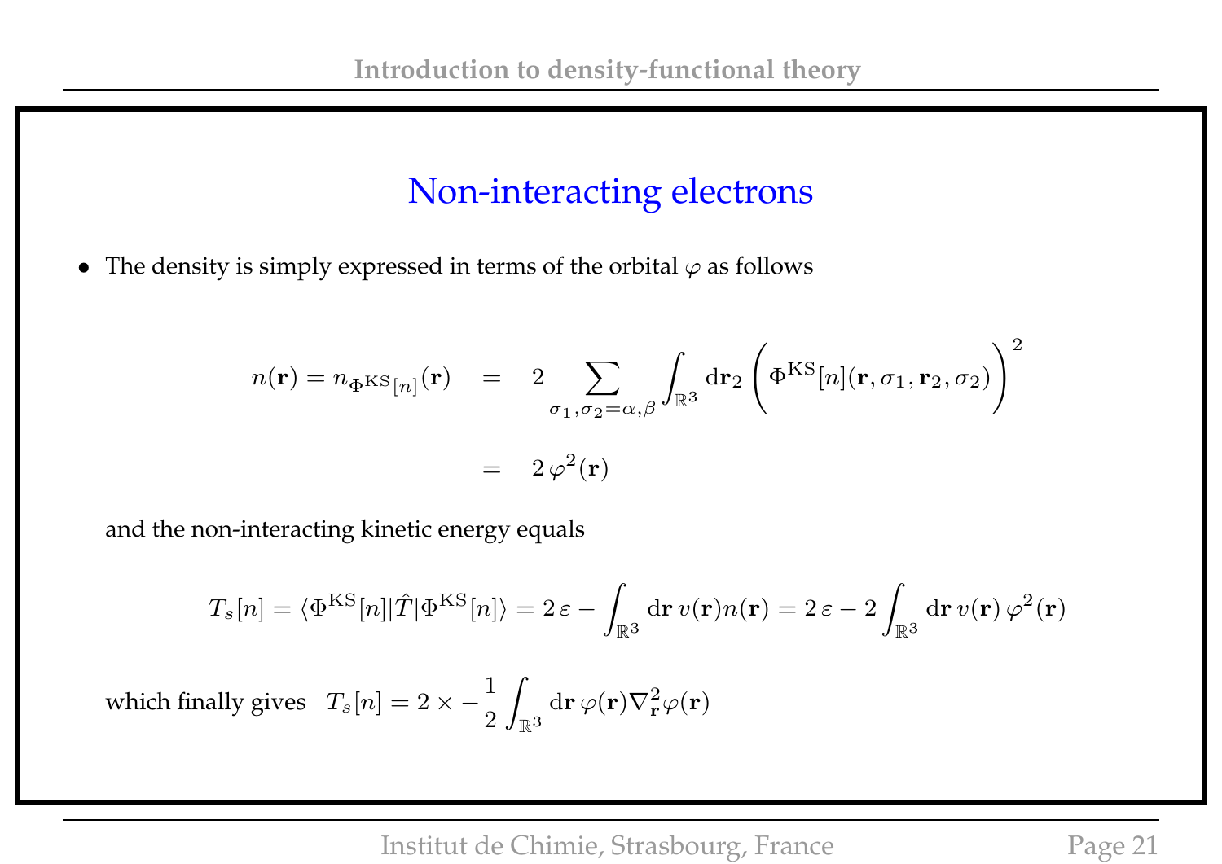## Non-interacting electrons

- The density is simply expressed in terms of the orbital $\varphi$ as follows

$$
\begin{aligned}
n(\mathbf{r}) = n_{\Phi^{\mathrm{KS}}[n]}(\mathbf{r}) &= 2 \sum_{\sigma_1, \sigma_2 = \alpha, \beta} \int_{\mathbb{R}^3} \mathrm{d}\mathbf{r}_2 \left( \Phi^{\mathrm{KS}}[n](\mathbf{r}, \sigma_1, \mathbf{r}_2, \sigma_2) \right)^2 \\
&= 2\, \varphi^2(\mathbf{r})
\end{aligned}
$$

and the non-interacting kinetic energy equals

$$
T_s[n] = \langle \Phi^{\mathrm{KS}}[n] | \hat{T} | \Phi^{\mathrm{KS}}[n] \rangle = 2\,\varepsilon - \int_{\mathbb{R}^3} \mathrm{d}\mathbf{r}\, v(\mathbf{r}) n(\mathbf{r}) = 2\,\varepsilon - 2 \int_{\mathbb{R}^3} \mathrm{d}\mathbf{r}\, v(\mathbf{r})\, \varphi^2(\mathbf{r})
$$

which finally gives $\quad T_s[n] = 2 \times -\dfrac{1}{2} \displaystyle\int_{\mathbb{R}^3} \mathrm{d}\mathbf{r}\, \varphi(\mathbf{r}) \nabla^2_{\mathbf{r}} \varphi(\mathbf{r})$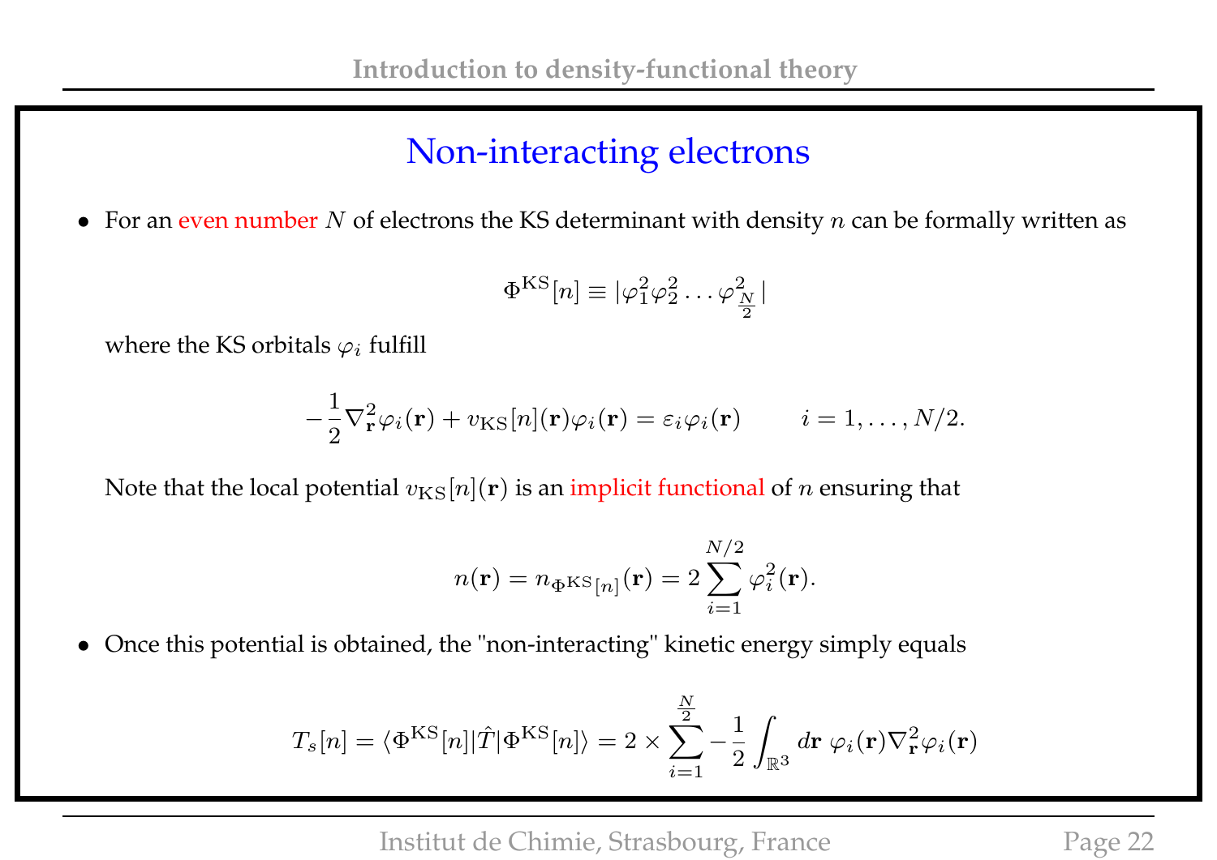## Non-interacting electrons

- For an even number $N$ of electrons the KS determinant with density $n$ can be formally written as

$$\Phi^{\mathrm{KS}}[n] \equiv |\varphi_1^2 \varphi_2^2 \dots \varphi_{\frac{N}{2}}^2|$$

  where the KS orbitals $\varphi_i$ fulfill

$$-\frac{1}{2}\nabla^2_{\mathbf{r}}\varphi_i(\mathbf{r}) + v_{\mathrm{KS}}[n](\mathbf{r})\varphi_i(\mathbf{r}) = \varepsilon_i \varphi_i(\mathbf{r}) \qquad i = 1, \dots, N/2.$$

  Note that the local potential $v_{\mathrm{KS}}[n](\mathbf{r})$ is an implicit functional of $n$ ensuring that

$$n(\mathbf{r}) = n_{\Phi^{\mathrm{KS}}[n]}(\mathbf{r}) = 2\sum_{i=1}^{N/2} \varphi_i^2(\mathbf{r}).$$

- Once this potential is obtained, the "non-interacting" kinetic energy simply equals

$$T_s[n] = \langle \Phi^{\mathrm{KS}}[n] | \hat{T} | \Phi^{\mathrm{KS}}[n] \rangle = 2 \times \sum_{i=1}^{\frac{N}{2}} -\frac{1}{2}\int_{\mathbb{R}^3} d\mathbf{r}\ \varphi_i(\mathbf{r})\nabla^2_{\mathbf{r}}\varphi_i(\mathbf{r})$$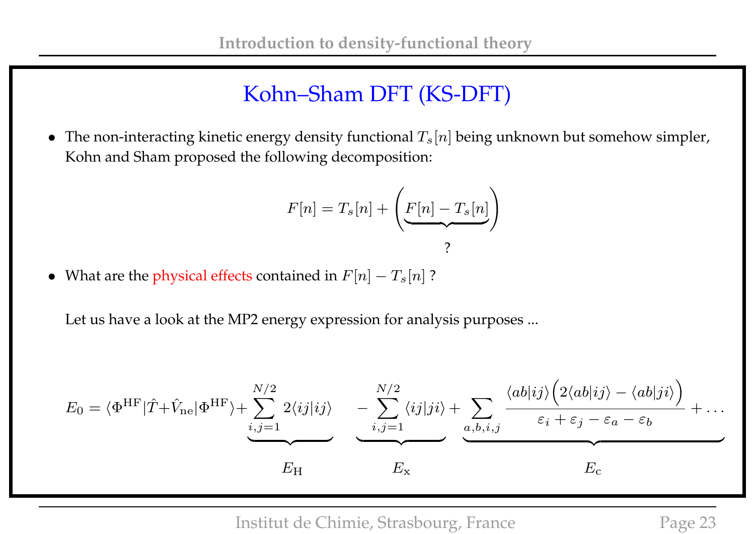## Kohn–Sham DFT (KS-DFT)

- The non-interacting kinetic energy density functional $T_s[n]$ being unknown but somehow simpler, Kohn and Sham proposed the following decomposition:

$$F[n] = T_s[n] + \Big(\underbrace{F[n] - T_s[n]}_{?}\Big)$$

- What are the physical effects contained in $F[n] - T_s[n]$ ?

  Let us have a look at the MP2 energy expression for analysis purposes ...

$$E_0 = \langle \Phi^{\mathrm{HF}} | \hat{T} + \hat{V}_{\mathrm{ne}} | \Phi^{\mathrm{HF}} \rangle + \underbrace{\sum_{i,j=1}^{N/2} 2\langle ij|ij\rangle}_{E_{\mathrm{H}}} \quad \underbrace{- \sum_{i,j=1}^{N/2} \langle ij|ji\rangle}_{E_{\mathrm{x}}} + \underbrace{\sum_{a,b,i,j} \frac{\langle ab|ij\rangle \Big(2\langle ab|ij\rangle - \langle ab|ji\rangle\Big)}{\varepsilon_i + \varepsilon_j - \varepsilon_a - \varepsilon_b} + \ldots}_{E_{\mathrm{c}}}$$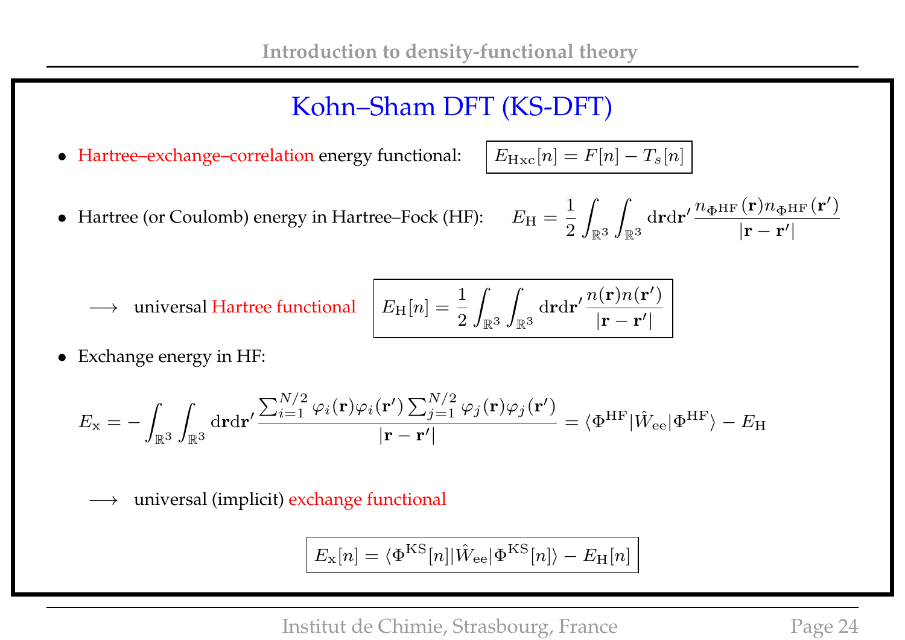# Kohn–Sham DFT (KS-DFT)

- Hartree–exchange–correlation energy functional: $E_{\mathrm{Hxc}}[n] = F[n] - T_s[n]$

- Hartree (or Coulomb) energy in Hartree–Fock (HF): $E_{\mathrm{H}} = \dfrac{1}{2}\displaystyle\int_{\mathbb{R}^3}\int_{\mathbb{R}^3} \mathrm{d}\mathbf{r}\mathrm{d}\mathbf{r'}\, \frac{n_{\Phi^{\mathrm{HF}}}(\mathbf{r}) n_{\Phi^{\mathrm{HF}}}(\mathbf{r'})}{|\mathbf{r}-\mathbf{r'}|}$

$\longrightarrow$ universal Hartree functional

$$E_{\mathrm{H}}[n] = \frac{1}{2}\int_{\mathbb{R}^3}\int_{\mathbb{R}^3} \mathrm{d}\mathbf{r}\mathrm{d}\mathbf{r'}\, \frac{n(\mathbf{r}) n(\mathbf{r'})}{|\mathbf{r}-\mathbf{r'}|}$$

- Exchange energy in HF:

$$E_{\mathrm{x}} = -\int_{\mathbb{R}^3}\int_{\mathbb{R}^3} \mathrm{d}\mathbf{r}\mathrm{d}\mathbf{r'}\, \frac{\sum_{i=1}^{N/2} \varphi_i(\mathbf{r})\varphi_i(\mathbf{r'}) \sum_{j=1}^{N/2} \varphi_j(\mathbf{r})\varphi_j(\mathbf{r'})}{|\mathbf{r}-\mathbf{r'}|} = \langle \Phi^{\mathrm{HF}} | \hat{W}_{\mathrm{ee}} | \Phi^{\mathrm{HF}} \rangle - E_{\mathrm{H}}$$

$\longrightarrow$ universal (implicit) exchange functional

$$E_{\mathrm{x}}[n] = \langle \Phi^{\mathrm{KS}}[n] | \hat{W}_{\mathrm{ee}} | \Phi^{\mathrm{KS}}[n] \rangle - E_{\mathrm{H}}[n]$$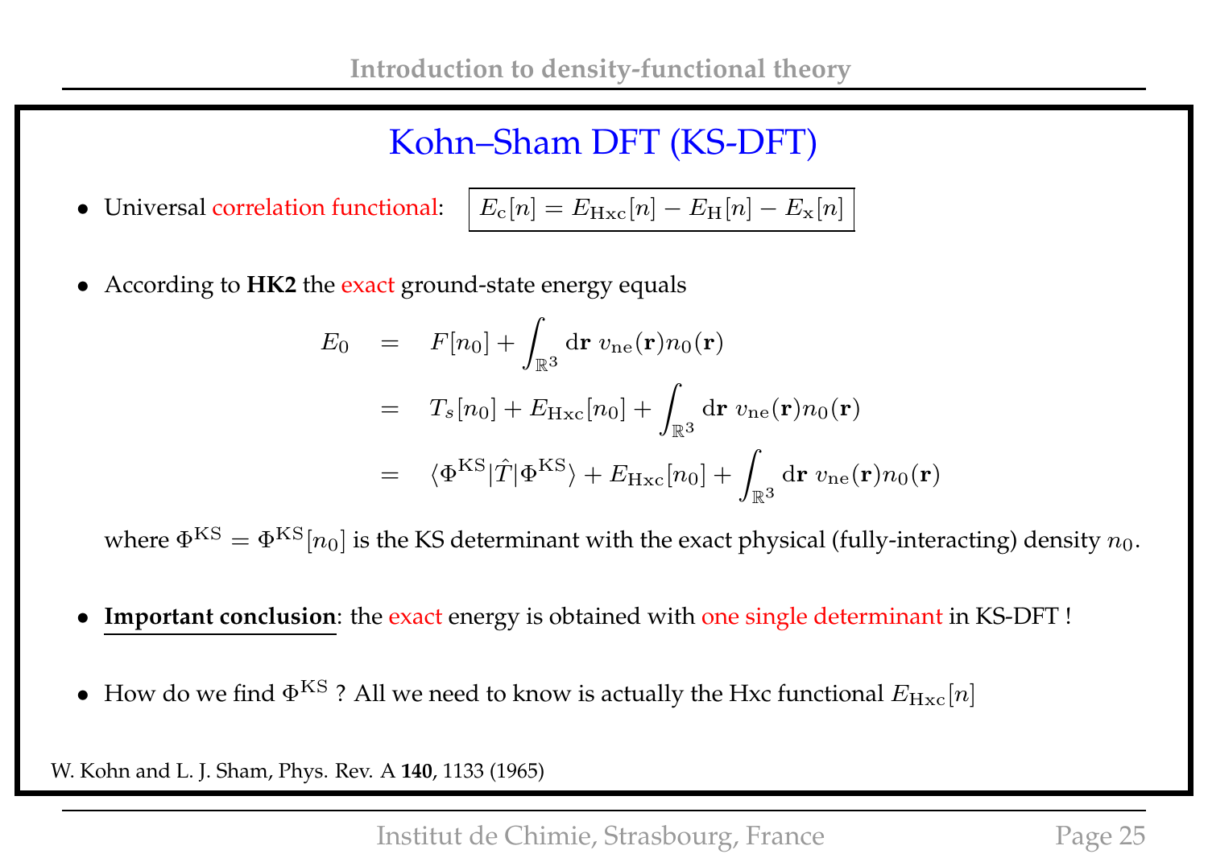# Kohn–Sham DFT (KS-DFT)

- Universal correlation functional: $\boxed{E_{\rm c}[n] = E_{\rm Hxc}[n] - E_{\rm H}[n] - E_{\rm x}[n]}$

- According to **HK2** the exact ground-state energy equals

$$
\begin{aligned}
E_0 &= F[n_0] + \int_{\mathbb{R}^3} \mathrm{d}\mathbf{r}\; v_{\rm ne}(\mathbf{r}) n_0(\mathbf{r}) \\
&= T_s[n_0] + E_{\rm Hxc}[n_0] + \int_{\mathbb{R}^3} \mathrm{d}\mathbf{r}\; v_{\rm ne}(\mathbf{r}) n_0(\mathbf{r}) \\
&= \langle \Phi^{\rm KS} | \hat{T} | \Phi^{\rm KS} \rangle + E_{\rm Hxc}[n_0] + \int_{\mathbb{R}^3} \mathrm{d}\mathbf{r}\; v_{\rm ne}(\mathbf{r}) n_0(\mathbf{r})
\end{aligned}
$$

  where $\Phi^{\rm KS} = \Phi^{\rm KS}[n_0]$ is the KS determinant with the exact physical (fully-interacting) density $n_0$.

- **Important conclusion**: the exact energy is obtained with one single determinant in KS-DFT !

- How do we find $\Phi^{\rm KS}$ ? All we need to know is actually the Hxc functional $E_{\rm Hxc}[n]$

W. Kohn and L. J. Sham, Phys. Rev. A **140**, 1133 (1965)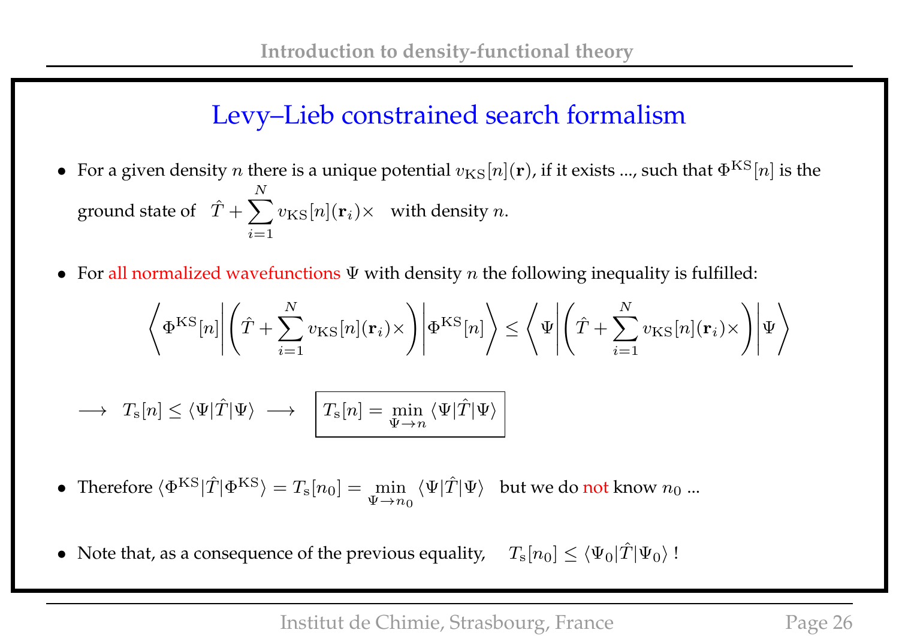## Levy–Lieb constrained search formalism

- For a given density $n$ there is a unique potential $v_{\rm KS}[n](\mathbf{r})$, if it exists ..., such that $\Phi^{\rm KS}[n]$ is the ground state of $\hat{T} + \sum_{i=1}^{N} v_{\rm KS}[n](\mathbf{r}_i)\times$ with density $n$.

- For all normalized wavefunctions $\Psi$ with density $n$ the following inequality is fulfilled:

$$\left\langle \Phi^{\rm KS}[n] \middle| \left(\hat{T} + \sum_{i=1}^{N} v_{\rm KS}[n](\mathbf{r}_i)\times\right) \middle| \Phi^{\rm KS}[n] \right\rangle \leq \left\langle \Psi \middle| \left(\hat{T} + \sum_{i=1}^{N} v_{\rm KS}[n](\mathbf{r}_i)\times\right) \middle| \Psi \right\rangle$$

$$\longrightarrow \quad T_{\rm s}[n] \leq \langle \Psi|\hat{T}|\Psi\rangle \quad \longrightarrow \quad \boxed{T_{\rm s}[n] = \min_{\Psi \rightarrow n} \langle \Psi|\hat{T}|\Psi\rangle}$$

- Therefore $\langle \Phi^{\rm KS}|\hat{T}|\Phi^{\rm KS}\rangle = T_{\rm s}[n_0] = \min_{\Psi \rightarrow n_0} \langle \Psi|\hat{T}|\Psi\rangle$ but we do not know $n_0$ ...

- Note that, as a consequence of the previous equality, $T_{\rm s}[n_0] \leq \langle \Psi_0|\hat{T}|\Psi_0\rangle$ !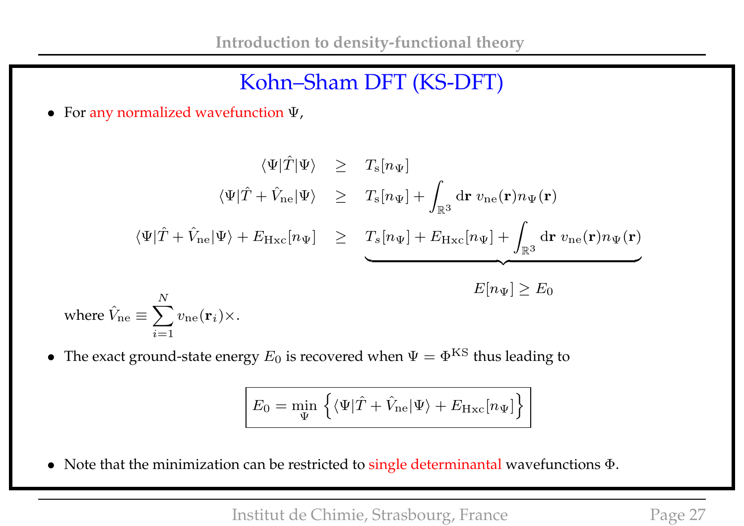## Kohn–Sham DFT (KS-DFT)

- For any normalized wavefunction $\Psi$,

$$
\begin{aligned}
\langle \Psi | \hat{T} | \Psi \rangle &\geq T_{\rm s}[n_\Psi] \\
\langle \Psi | \hat{T} + \hat{V}_{\rm ne} | \Psi \rangle &\geq T_{\rm s}[n_\Psi] + \int_{\mathbb{R}^3} {\rm d}\mathbf{r}\; v_{\rm ne}(\mathbf{r}) n_\Psi(\mathbf{r}) \\
\langle \Psi | \hat{T} + \hat{V}_{\rm ne} | \Psi \rangle + E_{\rm Hxc}[n_\Psi] &\geq \underbrace{T_s[n_\Psi] + E_{\rm Hxc}[n_\Psi] + \int_{\mathbb{R}^3} {\rm d}\mathbf{r}\; v_{\rm ne}(\mathbf{r}) n_\Psi(\mathbf{r})}_{E[n_\Psi] \geq E_0}
\end{aligned}
$$

where $\hat{V}_{\rm ne} \equiv \displaystyle\sum_{i=1}^{N} v_{\rm ne}(\mathbf{r}_i) \times$.

- The exact ground-state energy $E_0$ is recovered when $\Psi = \Phi^{\rm KS}$ thus leading to

$$
\boxed{E_0 = \min_{\Psi} \left\{ \langle \Psi | \hat{T} + \hat{V}_{\rm ne} | \Psi \rangle + E_{\rm Hxc}[n_\Psi] \right\}}
$$

- Note that the minimization can be restricted to single determinantal wavefunctions $\Phi$.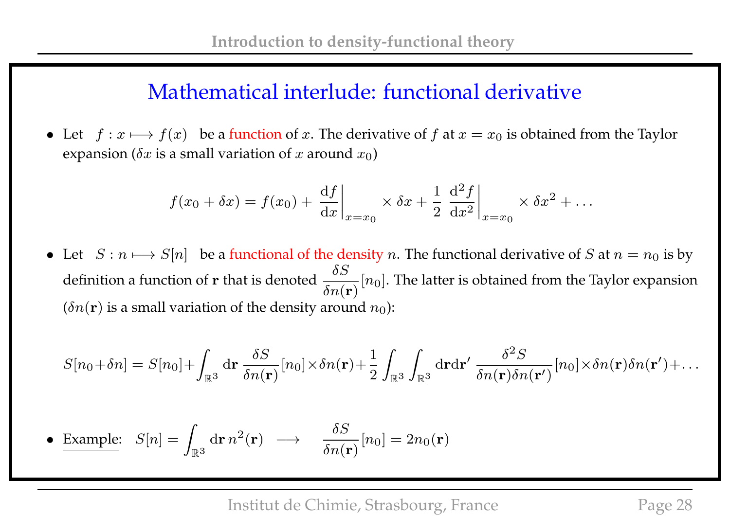# Mathematical interlude: functional derivative

- Let $f : x \longmapsto f(x)$ be a function of $x$. The derivative of $f$ at $x = x_0$ is obtained from the Taylor expansion ($\delta x$ is a small variation of $x$ around $x_0$)

$$f(x_0 + \delta x) = f(x_0) + \left. \frac{\mathrm{d}f}{\mathrm{d}x} \right|_{x=x_0} \times \delta x + \frac{1}{2} \left. \frac{\mathrm{d}^2 f}{\mathrm{d}x^2} \right|_{x=x_0} \times \delta x^2 + \ldots$$

- Let $S : n \longmapsto S[n]$ be a functional of the density $n$. The functional derivative of $S$ at $n = n_0$ is by definition a function of $\mathbf{r}$ that is denoted $\dfrac{\delta S}{\delta n(\mathbf{r})}[n_0]$. The latter is obtained from the Taylor expansion ($\delta n(\mathbf{r})$ is a small variation of the density around $n_0$):

$$S[n_0+\delta n] = S[n_0] + \int_{\mathbb{R}^3} \mathrm{d}\mathbf{r}\, \frac{\delta S}{\delta n(\mathbf{r})}[n_0] \times \delta n(\mathbf{r}) + \frac{1}{2} \int_{\mathbb{R}^3} \int_{\mathbb{R}^3} \mathrm{d}\mathbf{r}\mathrm{d}\mathbf{r}'\, \frac{\delta^2 S}{\delta n(\mathbf{r})\delta n(\mathbf{r}')}[n_0] \times \delta n(\mathbf{r})\delta n(\mathbf{r}') + \ldots$$

- Example: $S[n] = \int_{\mathbb{R}^3} \mathrm{d}\mathbf{r}\, n^2(\mathbf{r}) \longrightarrow \dfrac{\delta S}{\delta n(\mathbf{r})}[n_0] = 2n_0(\mathbf{r})$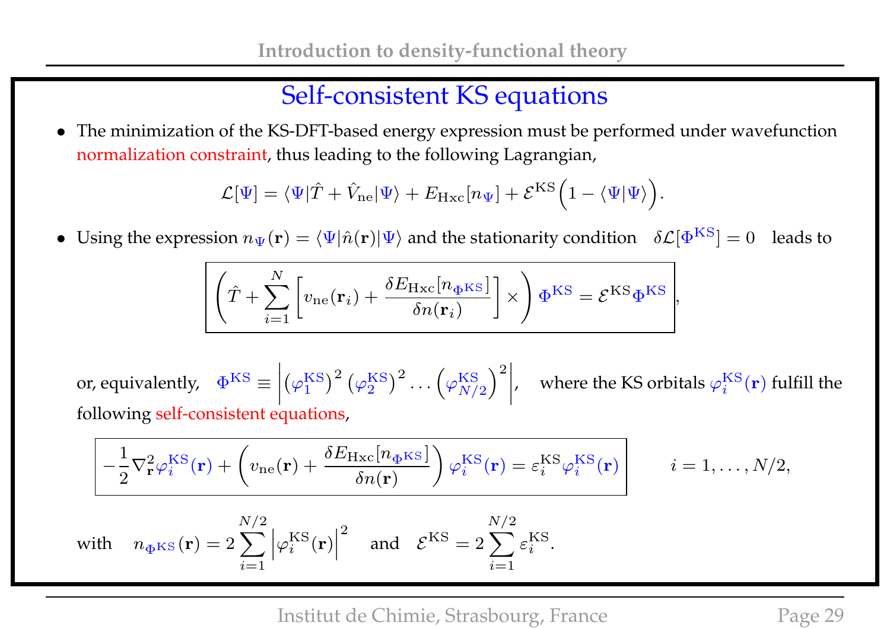# Self-consistent KS equations

- The minimization of the KS-DFT-based energy expression must be performed under wavefunction normalization constraint, thus leading to the following Lagrangian,

$$\mathcal{L}[\Psi] = \langle \Psi | \hat{T} + \hat{V}_{\rm ne} | \Psi \rangle + E_{\rm Hxc}[n_\Psi] + \mathcal{E}^{\rm KS}\Big(1 - \langle \Psi | \Psi \rangle\Big).$$

- Using the expression $n_\Psi(\mathbf{r}) = \langle \Psi | \hat{n}(\mathbf{r}) | \Psi \rangle$ and the stationarity condition $\delta \mathcal{L}[\Phi^{\rm KS}] = 0$ leads to

$$\boxed{\left(\hat{T} + \sum_{i=1}^{N} \left[ v_{\rm ne}(\mathbf{r}_i) + \frac{\delta E_{\rm Hxc}[n_{\Phi^{\rm KS}}]}{\delta n(\mathbf{r}_i)} \right] \times \right) \Phi^{\rm KS} = \mathcal{E}^{\rm KS} \Phi^{\rm KS}},$$

or, equivalently, $\Phi^{\rm KS} \equiv \left| \left(\varphi_1^{\rm KS}\right)^2 \left(\varphi_2^{\rm KS}\right)^2 \ldots \left(\varphi_{N/2}^{\rm KS}\right)^2 \right|$, where the KS orbitals $\varphi_i^{\rm KS}(\mathbf{r})$ fulfill the following self-consistent equations,

$$\boxed{-\frac{1}{2}\nabla^2_{\mathbf{r}} \varphi_i^{\rm KS}(\mathbf{r}) + \left( v_{\rm ne}(\mathbf{r}) + \frac{\delta E_{\rm Hxc}[n_{\Phi^{\rm KS}}]}{\delta n(\mathbf{r})} \right) \varphi_i^{\rm KS}(\mathbf{r}) = \varepsilon_i^{\rm KS} \varphi_i^{\rm KS}(\mathbf{r})} \qquad i = 1, \ldots, N/2,$$

with $\quad n_{\Phi^{\rm KS}}(\mathbf{r}) = 2 \sum_{i=1}^{N/2} \left| \varphi_i^{\rm KS}(\mathbf{r}) \right|^2 \quad$ and $\quad \mathcal{E}^{\rm KS} = 2 \sum_{i=1}^{N/2} \varepsilon_i^{\rm KS}$.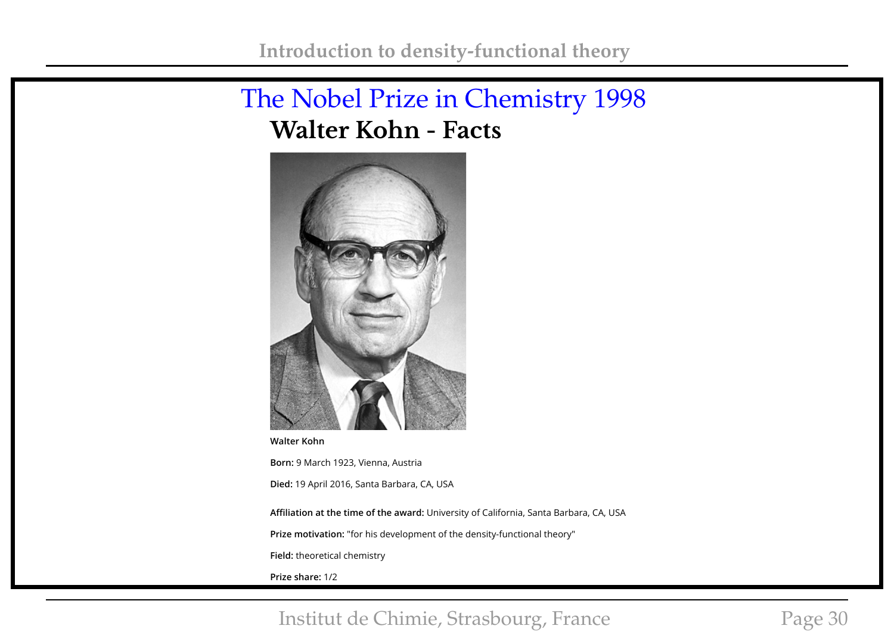# The Nobel Prize in Chemistry 1998

## Walter Kohn - Facts

**Walter Kohn**

**Born:** 9 March 1923, Vienna, Austria

**Died:** 19 April 2016, Santa Barbara, CA, USA

**Affiliation at the time of the award:** University of California, Santa Barbara, CA, USA

**Prize motivation:** "for his development of the density-functional theory"

**Field:** theoretical chemistry

**Prize share:** 1/2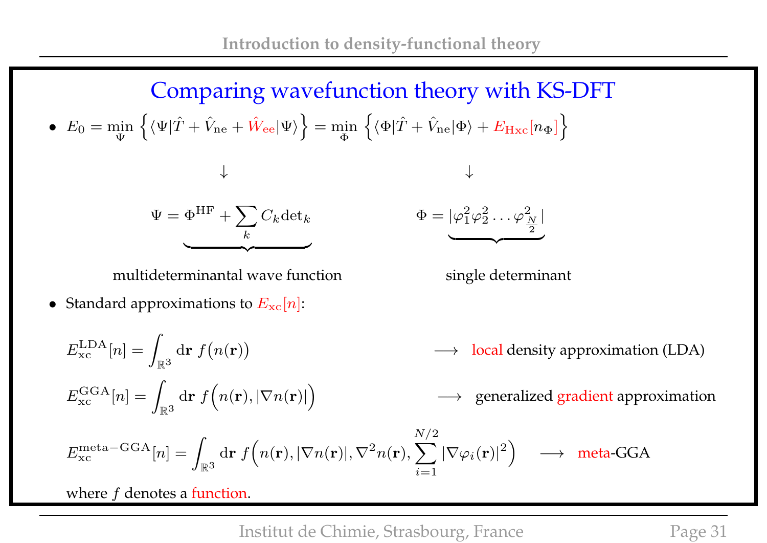## Comparing wavefunction theory with KS-DFT

- $E_0 = \min_{\Psi} \left\{ \langle \Psi | \hat{T} + \hat{V}_{\rm ne} + \hat{W}_{\rm ee} | \Psi \rangle \right\} = \min_{\Phi} \left\{ \langle \Phi | \hat{T} + \hat{V}_{\rm ne} | \Phi \rangle + E_{\rm Hxc}[n_\Phi] \right\}$

$$\downarrow \qquad\qquad\qquad\qquad\qquad\qquad \downarrow$$

$$\underbrace{\Psi = \Phi^{\rm HF} + \sum_k C_k {\rm det}_k}_{\text{multideterminantal wave function}} \qquad\qquad \underbrace{\Phi = |\varphi_1^2 \varphi_2^2 \ldots \varphi_{\frac{N}{2}}^2|}_{\text{single determinant}}$$

- Standard approximations to $E_{\rm xc}[n]$:

$$E_{\rm xc}^{\rm LDA}[n] = \int_{\mathbb{R}^3} {\rm d}\mathbf{r}\ f\big(n(\mathbf{r})\big) \qquad \longrightarrow \quad \text{local density approximation (LDA)}$$

$$E_{\rm xc}^{\rm GGA}[n] = \int_{\mathbb{R}^3} {\rm d}\mathbf{r}\ f\Big(n(\mathbf{r}), |\nabla n(\mathbf{r})|\Big) \qquad \longrightarrow \quad \text{generalized gradient approximation}$$

$$E_{\rm xc}^{\rm meta-GGA}[n] = \int_{\mathbb{R}^3} {\rm d}\mathbf{r}\ f\Big(n(\mathbf{r}), |\nabla n(\mathbf{r})|, \nabla^2 n(\mathbf{r}), \sum_{i=1}^{N/2} |\nabla \varphi_i(\mathbf{r})|^2\Big) \qquad \longrightarrow \quad \text{meta-GGA}$$

where $f$ denotes a function.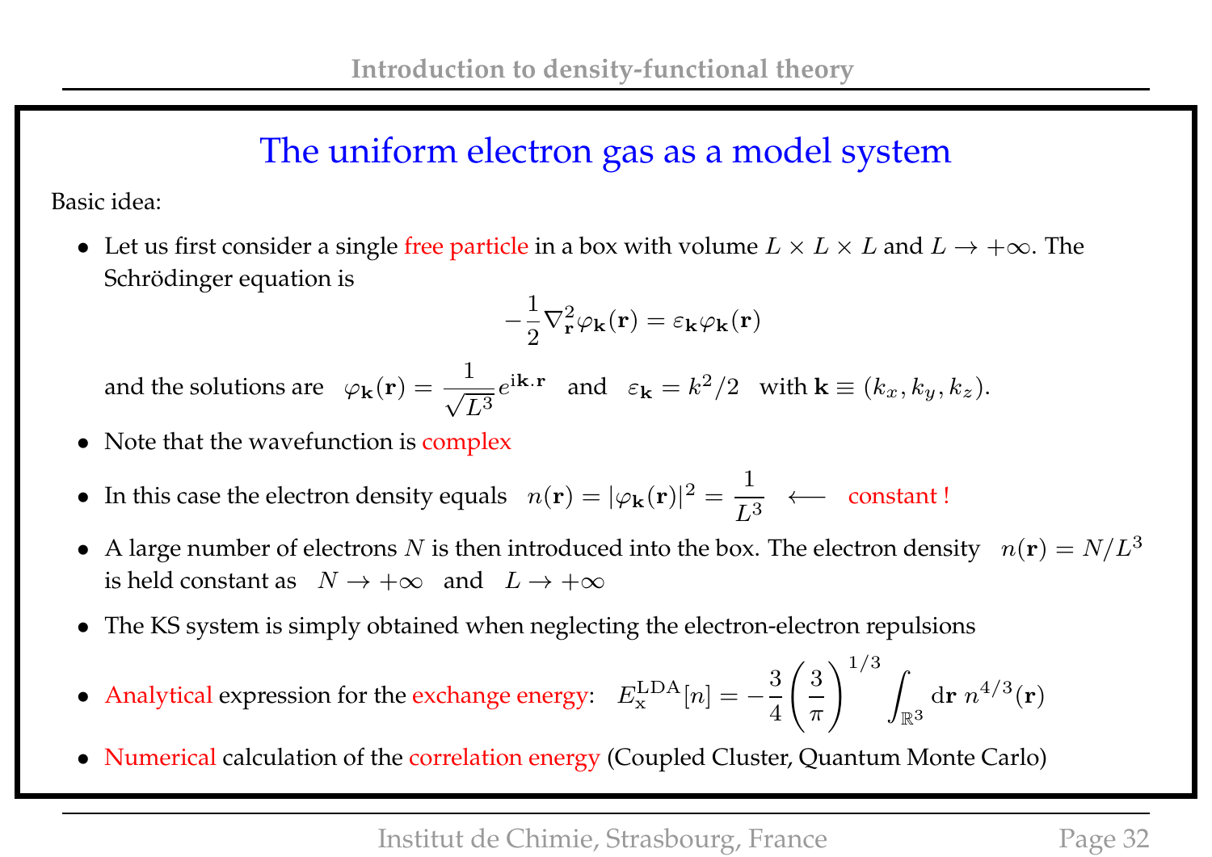# The uniform electron gas as a model system

Basic idea:

- Let us first consider a single free particle in a box with volume $L \times L \times L$ and $L \rightarrow +\infty$. The Schrödinger equation is

$$-\frac{1}{2}\nabla^2_{\mathbf{r}}\varphi_{\mathbf{k}}(\mathbf{r}) = \varepsilon_{\mathbf{k}}\varphi_{\mathbf{k}}(\mathbf{r})$$

  and the solutions are $\varphi_{\mathbf{k}}(\mathbf{r}) = \dfrac{1}{\sqrt{L^3}} e^{\mathrm{i}\mathbf{k}.\mathbf{r}}$ and $\varepsilon_{\mathbf{k}} = k^2/2$ with $\mathbf{k} \equiv (k_x, k_y, k_z)$.

- Note that the wavefunction is complex

- In this case the electron density equals $n(\mathbf{r}) = |\varphi_{\mathbf{k}}(\mathbf{r})|^2 = \dfrac{1}{L^3}$ $\longleftarrow$ constant !

- A large number of electrons $N$ is then introduced into the box. The electron density $n(\mathbf{r}) = N/L^3$ is held constant as $N \rightarrow +\infty$ and $L \rightarrow +\infty$

- The KS system is simply obtained when neglecting the electron-electron repulsions

- Analytical expression for the exchange energy: $E_{\mathrm{x}}^{\mathrm{LDA}}[n] = -\dfrac{3}{4}\left(\dfrac{3}{\pi}\right)^{1/3} \displaystyle\int_{\mathbb{R}^3} \mathrm{d}\mathbf{r}\; n^{4/3}(\mathbf{r})$

- Numerical calculation of the correlation energy (Coupled Cluster, Quantum Monte Carlo)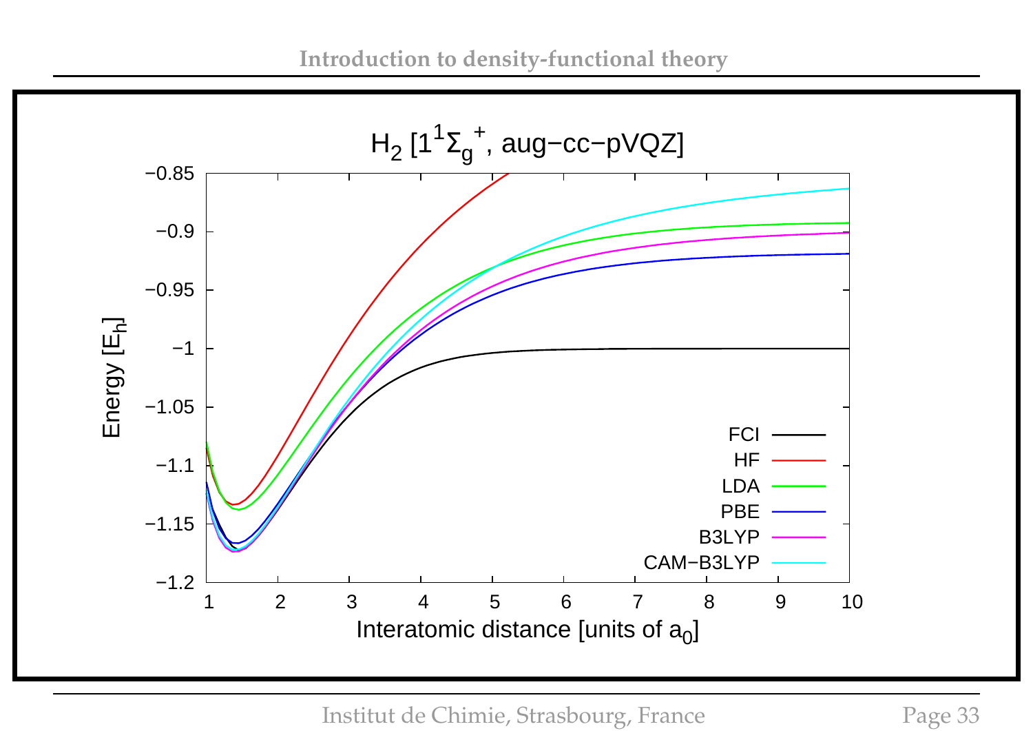## $H_2$ [$1^1\Sigma_g^+$, aug−cc−pVQZ]

Energy [$E_h$]

Interatomic distance [units of $a_0$]

- FCI
- HF
- LDA
- PBE
- B3LYP
- CAM−B3LYP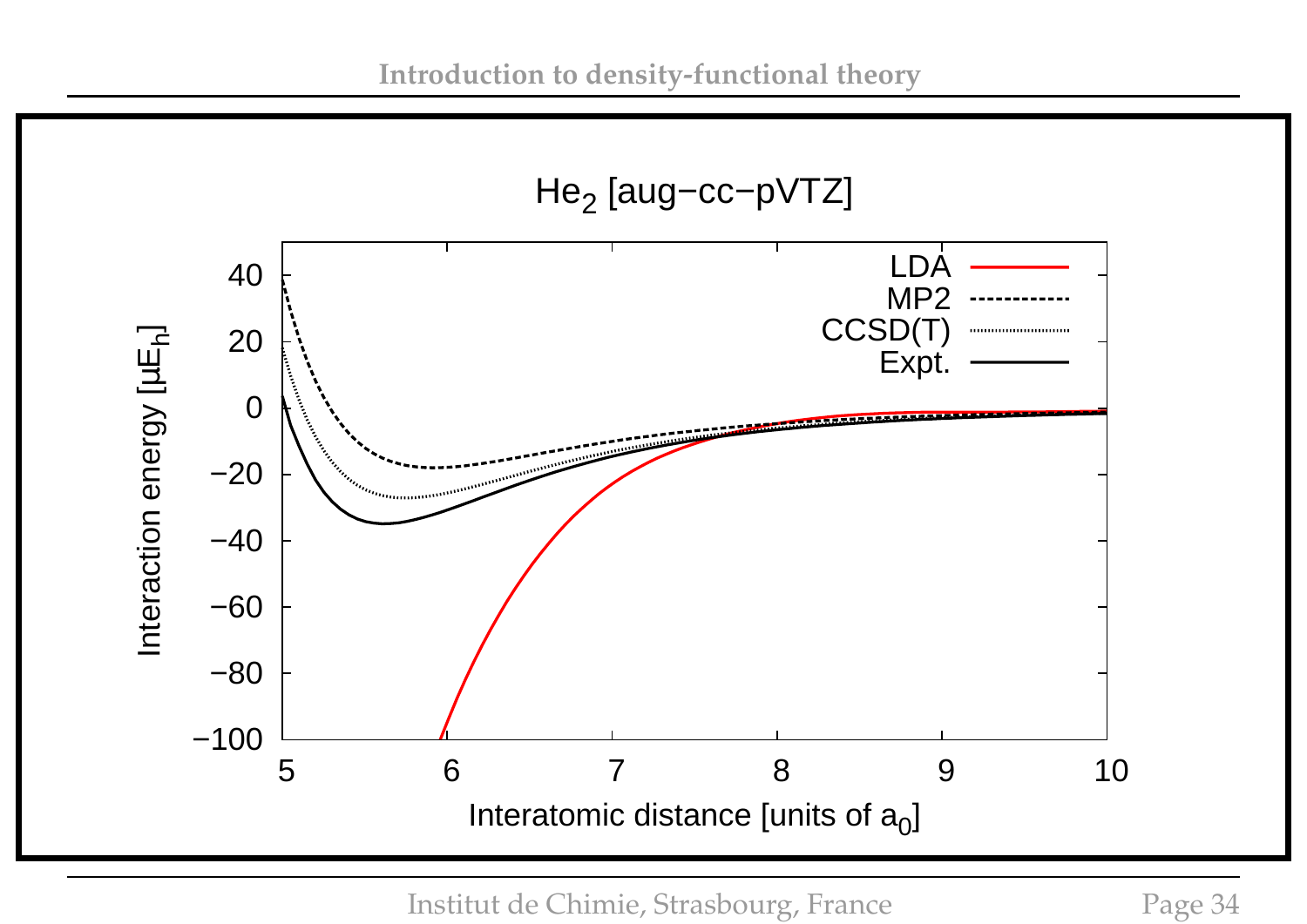$He_2$ [aug−cc−pVTZ]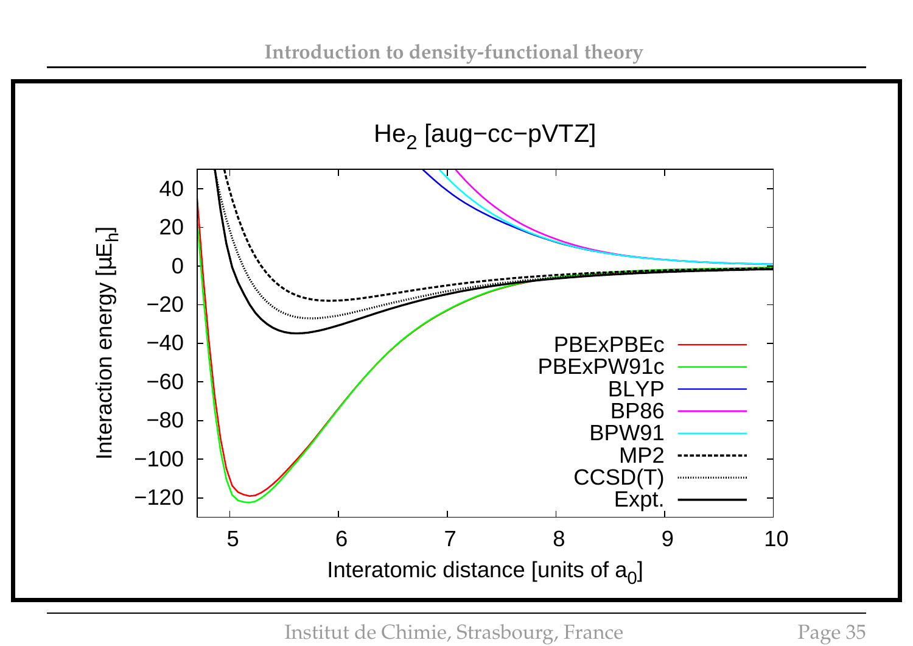## $He_2$ [aug−cc−pVTZ]

Interaction energy [$\mu E_h$] vs. Interatomic distance [units of $a_0$]

- PBExPBEc
- PBExPW91c
- BLYP
- BP86
- BPW91
- MP2
- CCSD(T)
- Expt.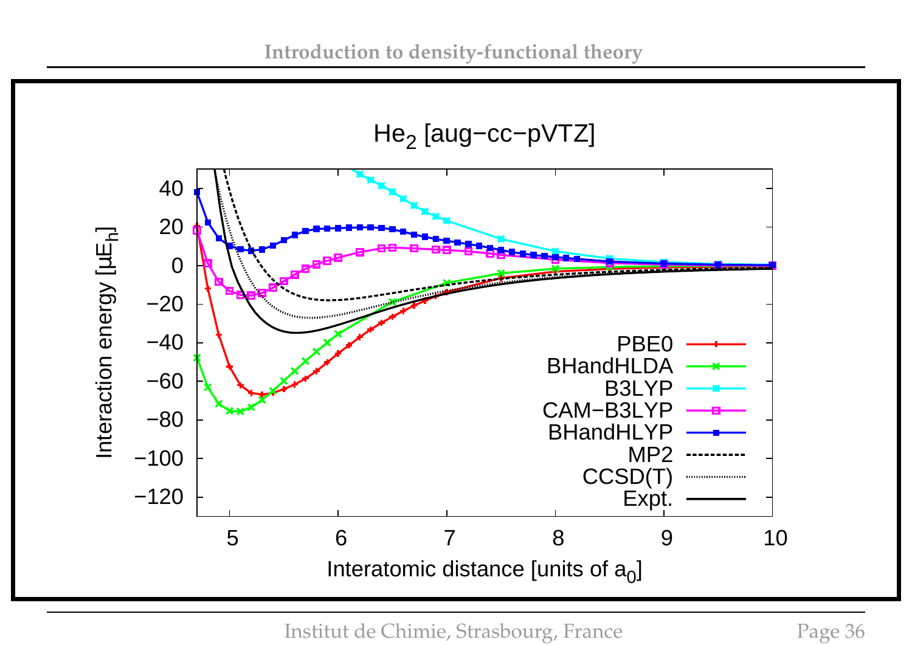He$_2$ [aug−cc−pVTZ]

Interaction energy [$\mu E_h$]

Interatomic distance [units of $a_0$]

PBE0
BHandHLDA
B3LYP
CAM−B3LYP
BHandHLYP
MP2
CCSD(T)
Expt.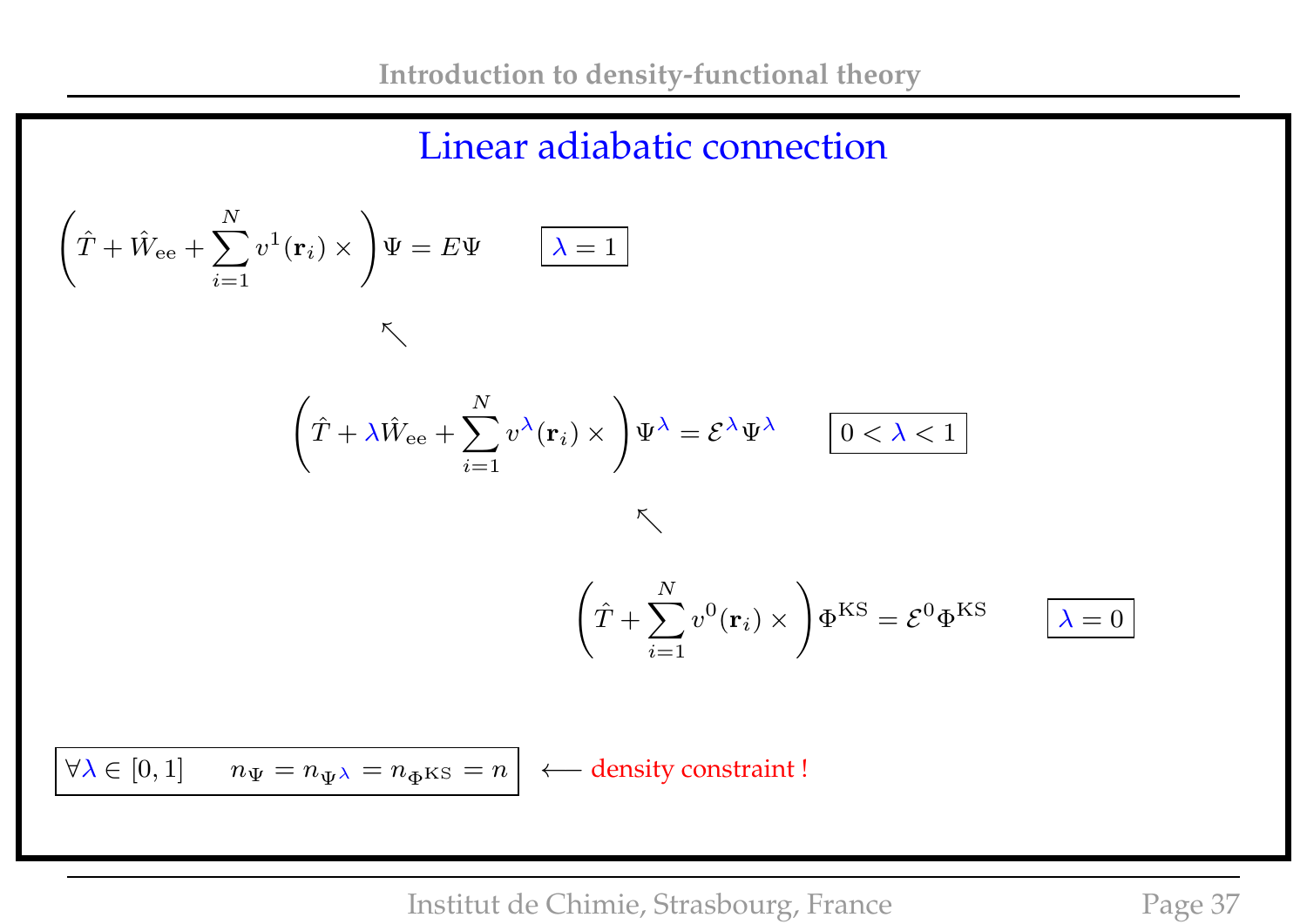## Linear adiabatic connection

$$\left(\hat{T} + \hat{W}_{\rm ee} + \sum_{i=1}^{N} v^{1}(\mathbf{r}_i) \times \right)\Psi = E\Psi \qquad \boxed{\lambda = 1}$$

$$\nwarrow$$

$$\left(\hat{T} + \lambda\hat{W}_{\rm ee} + \sum_{i=1}^{N} v^{\lambda}(\mathbf{r}_i) \times \right)\Psi^{\lambda} = \mathcal{E}^{\lambda}\Psi^{\lambda} \qquad \boxed{0 < \lambda < 1}$$

$$\nwarrow$$

$$\left(\hat{T} + \sum_{i=1}^{N} v^{0}(\mathbf{r}_i) \times \right)\Phi^{\rm KS} = \mathcal{E}^{0}\Phi^{\rm KS} \qquad \boxed{\lambda = 0}$$

$$\boxed{\forall\lambda \in [0,1] \qquad n_{\Psi} = n_{\Psi^{\lambda}} = n_{\Phi^{\rm KS}} = n} \longleftarrow \text{density constraint !}$$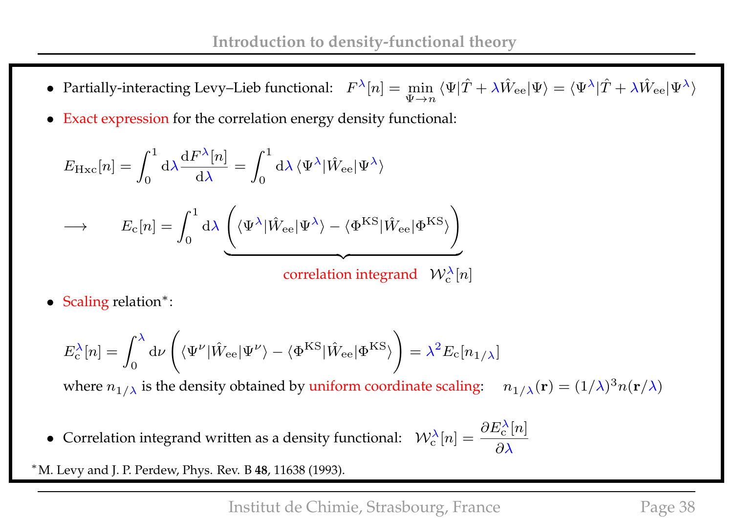- Partially-interacting Levy–Lieb functional: $F^{\lambda}[n] = \min_{\Psi \to n} \langle \Psi | \hat{T} + \lambda \hat{W}_{\rm ee} | \Psi \rangle = \langle \Psi^{\lambda} | \hat{T} + \lambda \hat{W}_{\rm ee} | \Psi^{\lambda} \rangle$

- Exact expression for the correlation energy density functional:

$$E_{\rm Hxc}[n] = \int_0^1 {\rm d}\lambda \, \frac{{\rm d}F^{\lambda}[n]}{{\rm d}\lambda} = \int_0^1 {\rm d}\lambda \, \langle \Psi^{\lambda} | \hat{W}_{\rm ee} | \Psi^{\lambda} \rangle$$

$$\longrightarrow \qquad E_{\rm c}[n] = \int_0^1 {\rm d}\lambda \, \underbrace{\left( \langle \Psi^{\lambda} | \hat{W}_{\rm ee} | \Psi^{\lambda} \rangle - \langle \Phi^{\rm KS} | \hat{W}_{\rm ee} | \Phi^{\rm KS} \rangle \right)}_{\text{correlation integrand} \quad \mathcal{W}_{\rm c}^{\lambda}[n]}$$

- Scaling relation*:

$$E_{\rm c}^{\lambda}[n] = \int_0^{\lambda} {\rm d}\nu \left( \langle \Psi^{\nu} | \hat{W}_{\rm ee} | \Psi^{\nu} \rangle - \langle \Phi^{\rm KS} | \hat{W}_{\rm ee} | \Phi^{\rm KS} \rangle \right) = \lambda^2 E_{\rm c}[n_{1/\lambda}]$$

where $n_{1/\lambda}$ is the density obtained by uniform coordinate scaling: $\quad n_{1/\lambda}(\mathbf{r}) = (1/\lambda)^3 n(\mathbf{r}/\lambda)$

- Correlation integrand written as a density functional: $\mathcal{W}_{\rm c}^{\lambda}[n] = \dfrac{\partial E_{\rm c}^{\lambda}[n]}{\partial \lambda}$

*M. Levy and J. P. Perdew, Phys. Rev. B **48**, 11638 (1993).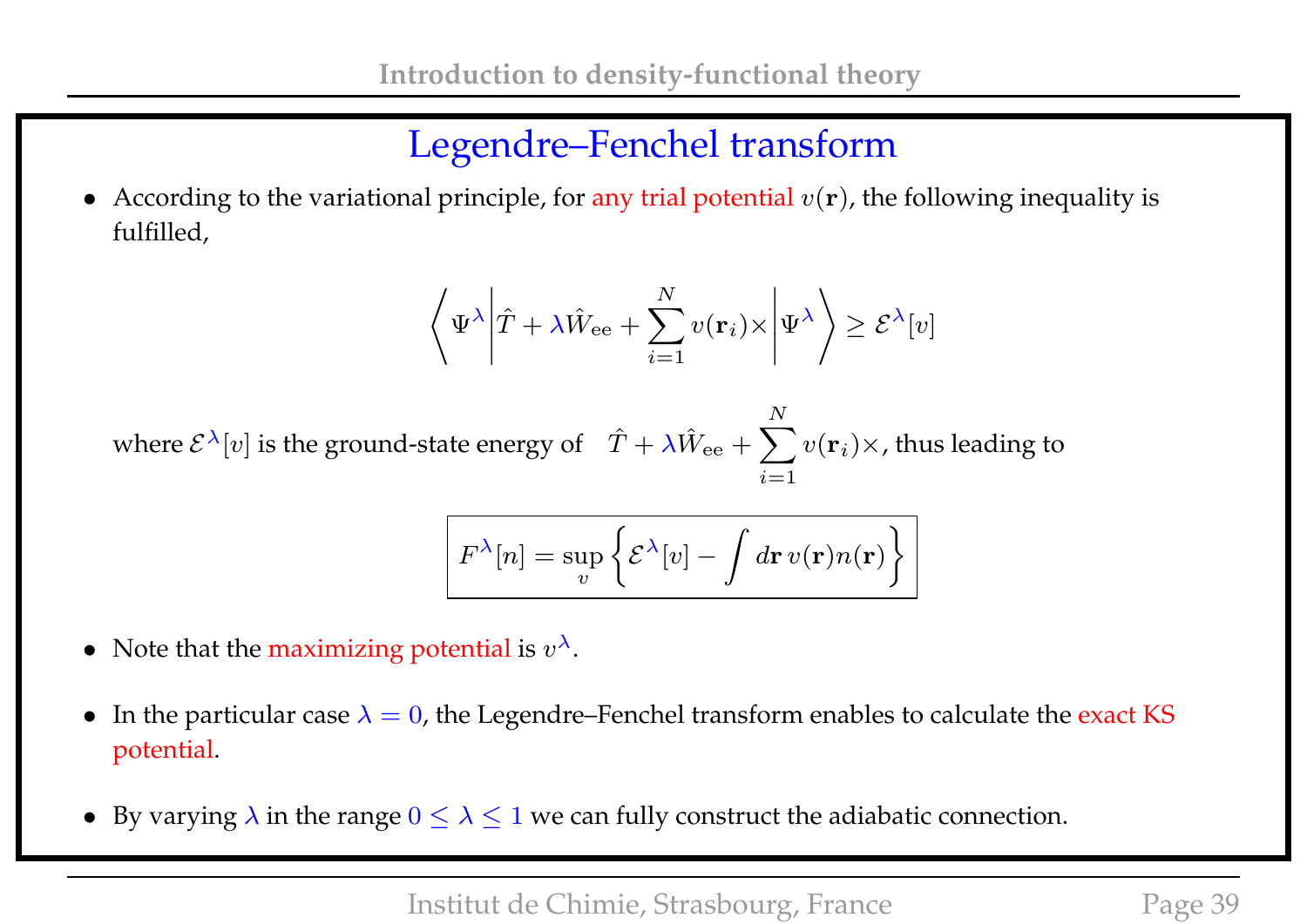# Legendre–Fenchel transform

- According to the variational principle, for any trial potential $v(\mathbf{r})$, the following inequality is fulfilled,

$$\left\langle \Psi^{\lambda} \middle| \hat{T} + \lambda \hat{W}_{\text{ee}} + \sum_{i=1}^{N} v(\mathbf{r}_i) \times \middle| \Psi^{\lambda} \right\rangle \geq \mathcal{E}^{\lambda}[v]$$

where $\mathcal{E}^{\lambda}[v]$ is the ground-state energy of $\hat{T} + \lambda \hat{W}_{\text{ee}} + \sum_{i=1}^{N} v(\mathbf{r}_i) \times$, thus leading to

$$\boxed{F^{\lambda}[n] = \sup_{v} \left\{ \mathcal{E}^{\lambda}[v] - \int d\mathbf{r}\, v(\mathbf{r}) n(\mathbf{r}) \right\}}$$

- Note that the maximizing potential is $v^{\lambda}$.

- In the particular case $\lambda = 0$, the Legendre–Fenchel transform enables to calculate the exact KS potential.

- By varying $\lambda$ in the range $0 \leq \lambda \leq 1$ we can fully construct the adiabatic connection.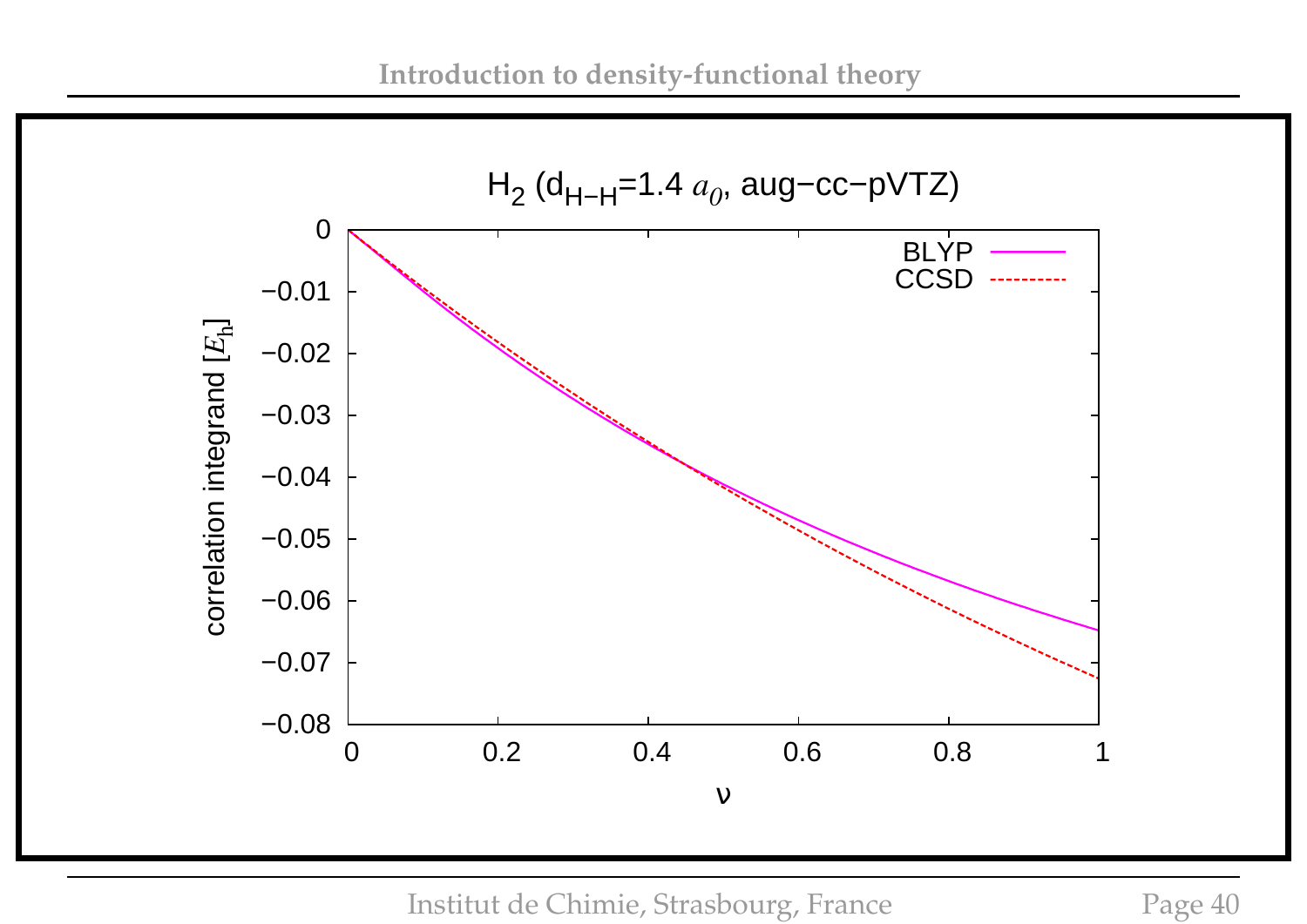$H_2$ ($d_{H-H}$=1.4 $a_0$, aug-cc-pVTZ)

| | BLYP | CCSD |
|---|---|---|
| Legend | solid line | dashed line |

correlation integrand [$E_h$]

$\nu$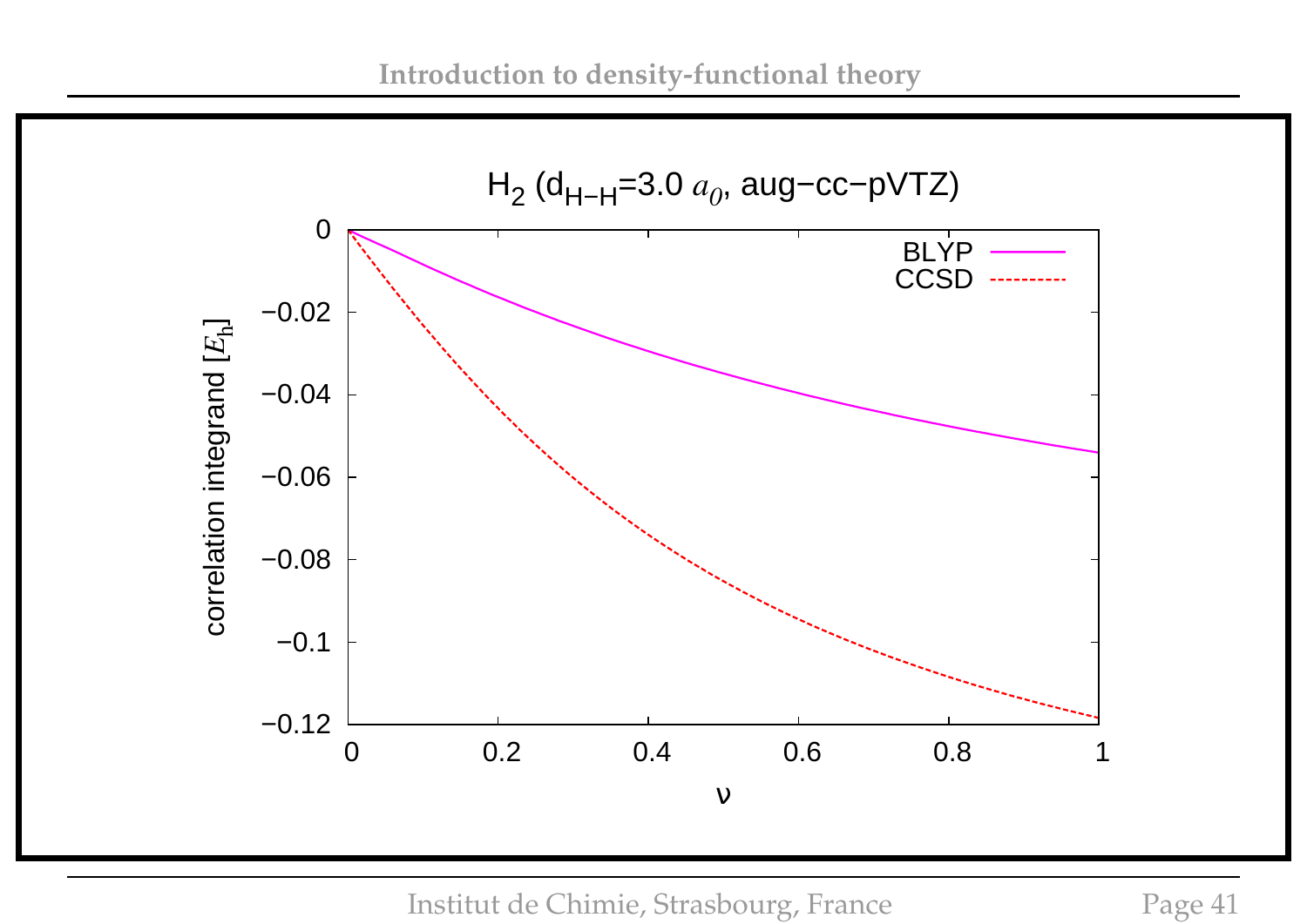H$_2$ ($d_{H-H}$=3.0 $a_0$, aug−cc−pVTZ)

correlation integrand [$E_h$]

BLYP

CCSD

$\nu$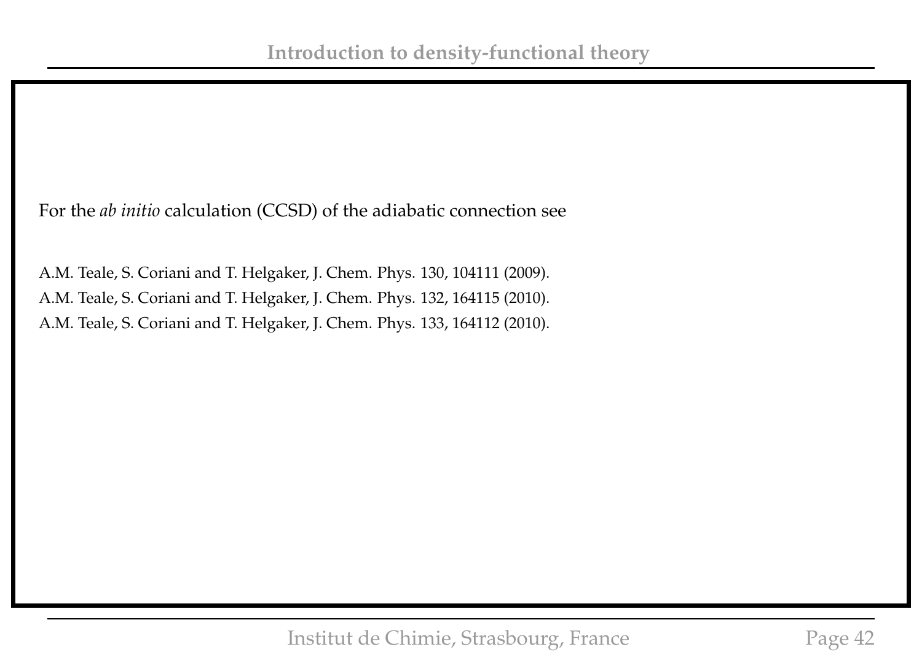For the *ab initio* calculation (CCSD) of the adiabatic connection see

A.M. Teale, S. Coriani and T. Helgaker, J. Chem. Phys. 130, 104111 (2009).

A.M. Teale, S. Coriani and T. Helgaker, J. Chem. Phys. 132, 164115 (2010).

A.M. Teale, S. Coriani and T. Helgaker, J. Chem. Phys. 133, 164112 (2010).